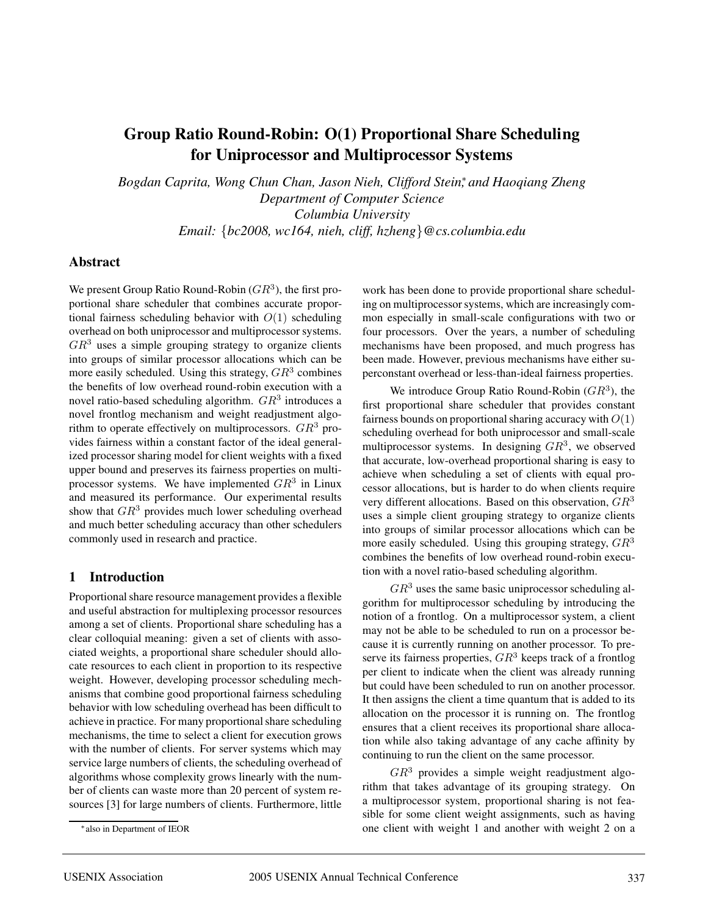# Group Ratio Round-Robin: O(1) Proportional Share Scheduling for Uniprocessor and Multiprocessor Systems

*Bogdan Caprita, Wong Chun Chan, Jason Nieh, Clifford Stein,[*] and Haoqiang Zheng*
*Department of Computer Science*
*Columbia University*
*Email: {bc2008, wc164, nieh, cliff, hzheng}@cs.columbia.edu*

## Abstract

We present Group Ratio Round-Robin ($GR^3$), the first proportional share scheduler that combines accurate proportional fairness scheduling behavior with $O(1)$ scheduling overhead on both uniprocessor and multiprocessor systems. $GR^3$ uses a simple grouping strategy to organize clients into groups of similar processor allocations which can be more easily scheduled. Using this strategy, $GR^3$ combines the benefits of low overhead round-robin execution with a novel ratio-based scheduling algorithm. $GR^3$ introduces a novel frontlog mechanism and weight readjustment algorithm to operate effectively on multiprocessors. $GR^3$ provides fairness within a constant factor of the ideal generalized processor sharing model for client weights with a fixed upper bound and preserves its fairness properties on multiprocessor systems. We have implemented $GR^3$ in Linux and measured its performance. Our experimental results show that $GR^3$ provides much lower scheduling overhead and much better scheduling accuracy than other schedulers commonly used in research and practice.

## 1 Introduction

Proportional share resource management provides a flexible and useful abstraction for multiplexing processor resources among a set of clients. Proportional share scheduling has a clear colloquial meaning: given a set of clients with associated weights, a proportional share scheduler should allocate resources to each client in proportion to its respective weight. However, developing processor scheduling mechanisms that combine good proportional fairness scheduling behavior with low scheduling overhead has been difficult to achieve in practice. For many proportional share scheduling mechanisms, the time to select a client for execution grows with the number of clients. For server systems which may service large numbers of clients, the scheduling overhead of algorithms whose complexity grows linearly with the number of clients can waste more than 20 percent of system resources [3] for large numbers of clients. Furthermore, little work has been done to provide proportional share scheduling on multiprocessor systems, which are increasingly common especially in small-scale configurations with two or four processors. Over the years, a number of scheduling mechanisms have been proposed, and much progress has been made. However, previous mechanisms have either superconstant overhead or less-than-ideal fairness properties.

We introduce Group Ratio Round-Robin ($GR^3$), the first proportional share scheduler that provides constant fairness bounds on proportional sharing accuracy with $O(1)$ scheduling overhead for both uniprocessor and small-scale multiprocessor systems. In designing $GR^3$, we observed that accurate, low-overhead proportional sharing is easy to achieve when scheduling a set of clients with equal processor allocations, but is harder to do when clients require very different allocations. Based on this observation, $GR^3$ uses a simple client grouping strategy to organize clients into groups of similar processor allocations which can be more easily scheduled. Using this grouping strategy, $GR^3$ combines the benefits of low overhead round-robin execution with a novel ratio-based scheduling algorithm.

$GR^3$ uses the same basic uniprocessor scheduling algorithm for multiprocessor scheduling by introducing the notion of a frontlog. On a multiprocessor system, a client may not be able to be scheduled to run on a processor because it is currently running on another processor. To preserve its fairness properties, $GR^3$ keeps track of a frontlog per client to indicate when the client was already running but could have been scheduled to run on another processor. It then assigns the client a time quantum that is added to its allocation on the processor it is running on. The frontlog ensures that a client receives its proportional share allocation while also taking advantage of any cache affinity by continuing to run the client on the same processor.

$GR^3$ provides a simple weight readjustment algorithm that takes advantage of its grouping strategy. On a multiprocessor system, proportional sharing is not feasible for some client weight assignments, such as having one client with weight 1 and another with weight 2 on a

[*] also in Department of IEOR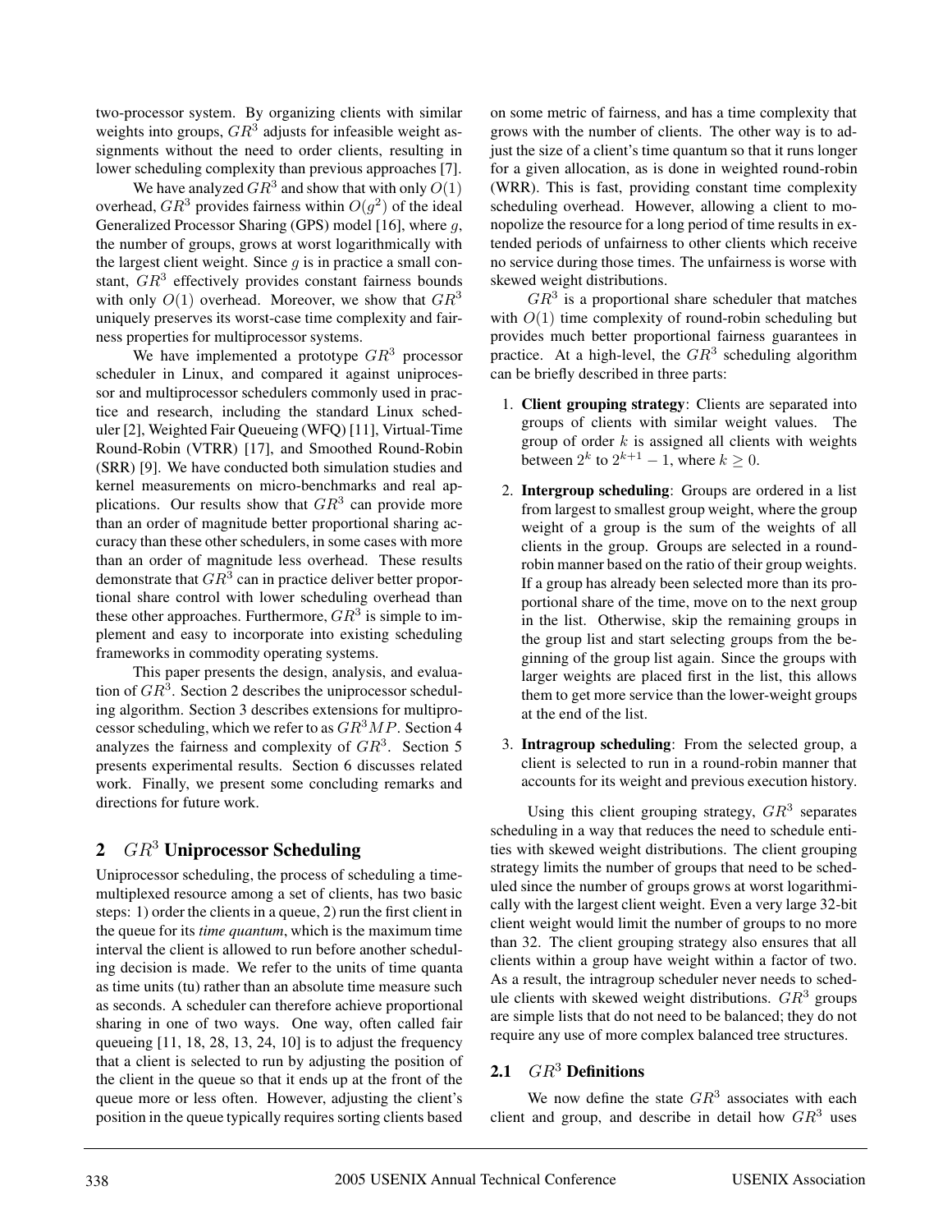two-processor system. By organizing clients with similar weights into groups, $GR^3$ adjusts for infeasible weight assignments without the need to order clients, resulting in lower scheduling complexity than previous approaches [7].

We have analyzed $GR^3$ and show that with only $O(1)$ overhead, $GR^3$ provides fairness within $O(g^2)$ of the ideal Generalized Processor Sharing (GPS) model [16], where $g$, the number of groups, grows at worst logarithmically with the largest client weight. Since $g$ is in practice a small constant, $GR^3$ effectively provides constant fairness bounds with only $O(1)$ overhead. Moreover, we show that $GR^3$ uniquely preserves its worst-case time complexity and fairness properties for multiprocessor systems.

We have implemented a prototype $GR^3$ processor scheduler in Linux, and compared it against uniprocessor and multiprocessor schedulers commonly used in practice and research, including the standard Linux scheduler [2], Weighted Fair Queueing (WFQ) [11], Virtual-Time Round-Robin (VTRR) [17], and Smoothed Round-Robin (SRR) [9]. We have conducted both simulation studies and kernel measurements on micro-benchmarks and real applications. Our results show that $GR^3$ can provide more than an order of magnitude better proportional sharing accuracy than these other schedulers, in some cases with more than an order of magnitude less overhead. These results demonstrate that $GR^3$ can in practice deliver better proportional share control with lower scheduling overhead than these other approaches. Furthermore, $GR^3$ is simple to implement and easy to incorporate into existing scheduling frameworks in commodity operating systems.

This paper presents the design, analysis, and evaluation of $GR^3$. Section 2 describes the uniprocessor scheduling algorithm. Section 3 describes extensions for multiprocessor scheduling, which we refer to as $GR^3MP$. Section 4 analyzes the fairness and complexity of $GR^3$. Section 5 presents experimental results. Section 6 discusses related work. Finally, we present some concluding remarks and directions for future work.

## 2 $GR^3$ Uniprocessor Scheduling

Uniprocessor scheduling, the process of scheduling a time-multiplexed resource among a set of clients, has two basic steps: 1) order the clients in a queue, 2) run the first client in the queue for its *time quantum*, which is the maximum time interval the client is allowed to run before another scheduling decision is made. We refer to the units of time quanta as time units (tu) rather than an absolute time measure such as seconds. A scheduler can therefore achieve proportional sharing in one of two ways. One way, often called fair queueing [11, 18, 28, 13, 24, 10] is to adjust the frequency that a client is selected to run by adjusting the position of the client in the queue so that it ends up at the front of the queue more or less often. However, adjusting the client's position in the queue typically requires sorting clients based on some metric of fairness, and has a time complexity that grows with the number of clients. The other way is to adjust the size of a client's time quantum so that it runs longer for a given allocation, as is done in weighted round-robin (WRR). This is fast, providing constant time complexity scheduling overhead. However, allowing a client to monopolize the resource for a long period of time results in extended periods of unfairness to other clients which receive no service during those times. The unfairness is worse with skewed weight distributions.

$GR^3$ is a proportional share scheduler that matches with $O(1)$ time complexity of round-robin scheduling but provides much better proportional fairness guarantees in practice. At a high-level, the $GR^3$ scheduling algorithm can be briefly described in three parts:

1. **Client grouping strategy**: Clients are separated into groups of clients with similar weight values. The group of order $k$ is assigned all clients with weights between $2^k$ to $2^{k+1} - 1$, where $k \geq 0$.
2. **Intergroup scheduling**: Groups are ordered in a list from largest to smallest group weight, where the group weight of a group is the sum of the weights of all clients in the group. Groups are selected in a round-robin manner based on the ratio of their group weights. If a group has already been selected more than its proportional share of the time, move on to the next group in the list. Otherwise, skip the remaining groups in the group list and start selecting groups from the beginning of the group list again. Since the groups with larger weights are placed first in the list, this allows them to get more service than the lower-weight groups at the end of the list.
3. **Intragroup scheduling**: From the selected group, a client is selected to run in a round-robin manner that accounts for its weight and previous execution history.

Using this client grouping strategy, $GR^3$ separates scheduling in a way that reduces the need to schedule entities with skewed weight distributions. The client grouping strategy limits the number of groups that need to be scheduled since the number of groups grows at worst logarithmically with the largest client weight. Even a very large 32-bit client weight would limit the number of groups to no more than 32. The client grouping strategy also ensures that all clients within a group have weight within a factor of two. As a result, the intragroup scheduler never needs to schedule clients with skewed weight distributions. $GR^3$ groups are simple lists that do not need to be balanced; they do not require any use of more complex balanced tree structures.

### 2.1 $GR^3$ Definitions

We now define the state $GR^3$ associates with each client and group, and describe in detail how $GR^3$ uses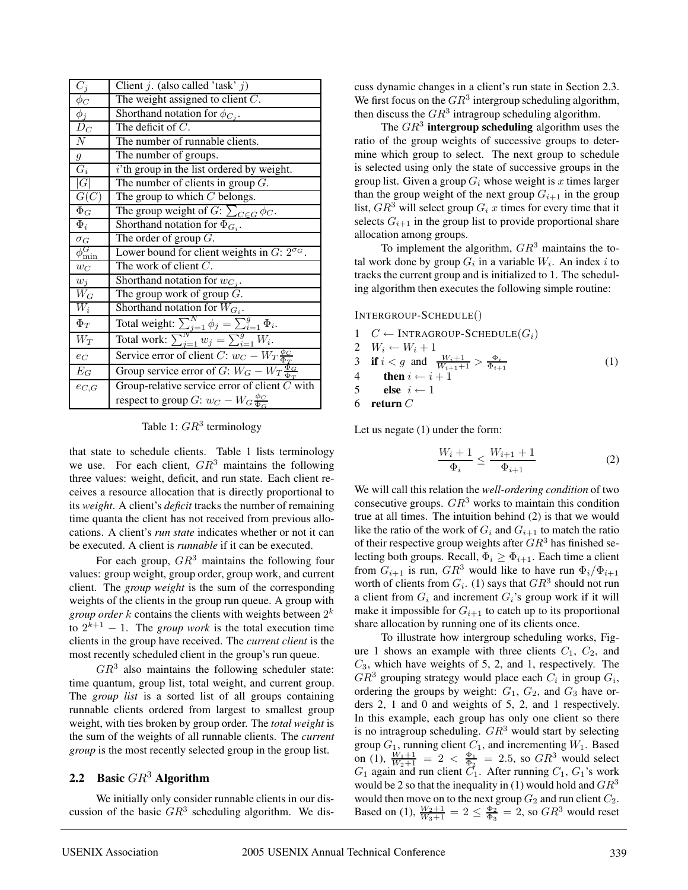| | |
|---|---|
| $C_j$ | Client $j$. (also called 'task' $j$) |
| $\phi_C$ | The weight assigned to client $C$. |
| $\phi_j$ | Shorthand notation for $\phi_{C_j}$. |
| $D_C$ | The deficit of $C$. |
| $N$ | The number of runnable clients. |
| $g$ | The number of groups. |
| $G_i$ | $i$'th group in the list ordered by weight. |
| $\|G\|$ | The number of clients in group $G$. |
| $G(C)$ | The group to which $C$ belongs. |
| $\Phi_G$ | The group weight of $G$: $\sum_{C \in G} \phi_C$. |
| $\Phi_i$ | Shorthand notation for $\Phi_{G_i}$. |
| $\sigma_G$ | The order of group $G$. |
| $\phi_{\min}^G$ | Lower bound for client weights in $G$: $2^{\sigma_G}$. |
| $w_C$ | The work of client $C$. |
| $w_j$ | Shorthand notation for $w_{C_j}$. |
| $W_G$ | The group work of group $G$. |
| $W_i$ | Shorthand notation for $W_{G_i}$. |
| $\Phi_T$ | Total weight: $\sum_{j=1}^{N} \phi_j = \sum_{i=1}^{g} \Phi_i$. |
| $W_T$ | Total work: $\sum_{j=1}^{N} w_j = \sum_{i=1}^{g} W_i$. |
| $e_C$ | Service error of client $C$: $w_C - W_T \frac{\phi_C}{\Phi_T}$ |
| $E_G$ | Group service error of $G$: $W_G - W_T \frac{\Phi_G}{\Phi_T}$ |
| $e_{C,G}$ | Group-relative service error of client $C$ with respect to group $G$: $w_C - W_G \frac{\phi_C}{\Phi_G}$ |

Table 1: $GR^3$ terminology

that state to schedule clients. Table 1 lists terminology we use. For each client, $GR^3$ maintains the following three values: weight, deficit, and run state. Each client receives a resource allocation that is directly proportional to its *weight*. A client's *deficit* tracks the number of remaining time quanta the client has not received from previous allocations. A client's *run state* indicates whether or not it can be executed. A client is *runnable* if it can be executed.

For each group, $GR^3$ maintains the following four values: group weight, group order, group work, and current client. The *group weight* is the sum of the corresponding weights of the clients in the group run queue. A group with *group order* $k$ contains the clients with weights between $2^k$ to $2^{k+1} - 1$. The *group work* is the total execution time clients in the group have received. The *current client* is the most recently scheduled client in the group's run queue.

$GR^3$ also maintains the following scheduler state: time quantum, group list, total weight, and current group. The *group list* is a sorted list of all groups containing runnable clients ordered from largest to smallest group weight, with ties broken by group order. The *total weight* is the sum of the weights of all runnable clients. The *current group* is the most recently selected group in the group list.

## 2.2 Basic $GR^3$ Algorithm

We initially only consider runnable clients in our discussion of the basic $GR^3$ scheduling algorithm. We discuss dynamic changes in a client's run state in Section 2.3. We first focus on the $GR^3$ intergroup scheduling algorithm, then discuss the $GR^3$ intragroup scheduling algorithm.

The $GR^3$ **intergroup scheduling** algorithm uses the ratio of the group weights of successive groups to determine which group to select. The next group to schedule is selected using only the state of successive groups in the group list. Given a group $G_i$ whose weight is $x$ times larger than the group weight of the next group $G_{i+1}$ in the group list, $GR^3$ will select group $G_i$ $x$ times for every time that it selects $G_{i+1}$ in the group list to provide proportional share allocation among groups.

To implement the algorithm, $GR^3$ maintains the total work done by group $G_i$ in a variable $W_i$. An index $i$ to tracks the current group and is initialized to 1. The scheduling algorithm then executes the following simple routine:

INTERGROUP-SCHEDULE()

1 $C \leftarrow$ INTRAGROUP-SCHEDULE$(G_i)$
2 $W_i \leftarrow W_i + 1$
3 **if** $i < g$ and $\frac{W_i + 1}{W_{i+1} + 1} > \frac{\Phi_i}{\Phi_{i+1}}$ (1)
4 **then** $i \leftarrow i + 1$
5 **else** $i \leftarrow 1$
6 **return** $C$

Let us negate (1) under the form:

$$\frac{W_i + 1}{\Phi_i} \leq \frac{W_{i+1} + 1}{\Phi_{i+1}} \quad (2)$$

We will call this relation the *well-ordering condition* of two consecutive groups. $GR^3$ works to maintain this condition true at all times. The intuition behind (2) is that we would like the ratio of the work of $G_i$ and $G_{i+1}$ to match the ratio of their respective group weights after $GR^3$ has finished selecting both groups. Recall, $\Phi_i \geq \Phi_{i+1}$. Each time a client from $G_{i+1}$ is run, $GR^3$ would like to have run $\Phi_i/\Phi_{i+1}$ worth of clients from $G_i$. (1) says that $GR^3$ should not run a client from $G_i$ and increment $G_i$'s group work if it will make it impossible for $G_{i+1}$ to catch up to its proportional share allocation by running one of its clients once.

To illustrate how intergroup scheduling works, Figure 1 shows an example with three clients $C_1$, $C_2$, and $C_3$, which have weights of 5, 2, and 1, respectively. The $GR^3$ grouping strategy would place each $C_i$ in group $G_i$, ordering the groups by weight: $G_1$, $G_2$, and $G_3$ have orders 2, 1 and 0 and weights of 5, 2, and 1 respectively. In this example, each group has only one client so there is no intragroup scheduling. $GR^3$ would start by selecting group $G_1$, running client $C_1$, and incrementing $W_1$. Based on (1), $\frac{W_1+1}{W_2+1} = 2 < \frac{\Phi_1}{\Phi_2} = 2.5$, so $GR^3$ would select $G_1$ again and run client $C_1$. After running $C_1$, $G_1$'s work would be 2 so that the inequality in (1) would hold and $GR^3$ would then move on to the next group $G_2$ and run client $C_2$. Based on (1), $\frac{W_2+1}{W_3+1} = 2 \leq \frac{\Phi_2}{\Phi_3} = 2$, so $GR^3$ would reset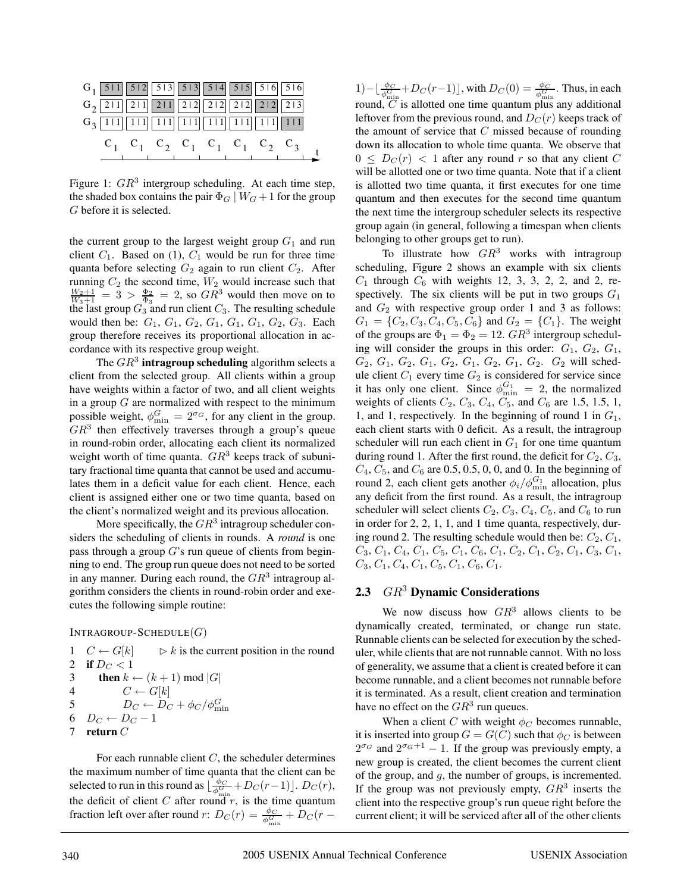G1 | 5|1 | 5|2 | 5|3 | 5|3 | 5|4 | 5|5 | 5|6 | 5|6
G2 | 2|1 | 2|1 | 2|1 | 2|2 | 2|2 | 2|2 | 2|2 | 2|3
G3 | 1|1 | 1|1 | 1|1 | 1|1 | 1|1 | 1|1 | 1|1 | 1|1
C1 C1 C2 C1 C1 C1 C2 C3
t

Figure 1: $GR^3$ intergroup scheduling. At each time step, the shaded box contains the pair $\Phi_G \mid W_G + 1$ for the group $G$ before it is selected.

the current group to the largest weight group $G_1$ and run client $C_1$. Based on (1), $C_1$ would be run for three time quanta before selecting $G_2$ again to run client $C_2$. After running $C_2$ the second time, $W_2$ would increase such that $\frac{W_2+1}{W_3+1} = 3 > \frac{\Phi_2}{\Phi_3} = 2$, so $GR^3$ would then move on to the last group $G_3$ and run client $C_3$. The resulting schedule would then be: $G_1$, $G_1$, $G_2$, $G_1$, $G_1$, $G_1$, $G_2$, $G_3$. Each group therefore receives its proportional allocation in accordance with its respective group weight.

The $GR^3$ **intragroup scheduling** algorithm selects a client from the selected group. All clients within a group have weights within a factor of two, and all client weights in a group $G$ are normalized with respect to the minimum possible weight, $\phi^G_{\min} = 2^{\sigma_G}$, for any client in the group. $GR^3$ then effectively traverses through a group's queue in round-robin order, allocating each client its normalized weight worth of time quanta. $GR^3$ keeps track of subunitary fractional time quanta that cannot be used and accumulates them in a deficit value for each client. Hence, each client is assigned either one or two time quanta, based on the client's normalized weight and its previous allocation.

More specifically, the $GR^3$ intragroup scheduler considers the scheduling of clients in rounds. A *round* is one pass through a group $G$'s run queue of clients from beginning to end. The group run queue does not need to be sorted in any manner. During each round, the $GR^3$ intragroup algorithm considers the clients in round-robin order and executes the following simple routine:

```
INTRAGROUP-SCHEDULE(G)
1  C ← G[k]          ▷ k is the current position in the round
2  if D_C < 1
3     then k ← (k + 1) mod |G|
4          C ← G[k]
5          D_C ← D_C + φ_C/φ^G_min
6  D_C ← D_C − 1
7  return C
```

For each runnable client $C$, the scheduler determines the maximum number of time quanta that the client can be selected to run in this round as $\lfloor \frac{\phi_C}{\phi^G_{\min}} + D_C(r-1) \rfloor$. $D_C(r)$, the deficit of client $C$ after round $r$, is the time quantum fraction left over after round $r$: $D_C(r) = \frac{\phi_C}{\phi^G_{\min}} + D_C(r-1) - \lfloor \frac{\phi_C}{\phi^G_{\min}} + D_C(r-1) \rfloor$, with $D_C(0) = \frac{\phi_C}{\phi^G_{\min}}$. Thus, in each round, $C$ is allotted one time quantum plus any additional leftover from the previous round, and $D_C(r)$ keeps track of the amount of service that $C$ missed because of rounding down its allocation to whole time quanta. We observe that $0 \leq D_C(r) < 1$ after any round $r$ so that any client $C$ will be allotted one or two time quanta. Note that if a client is allotted two time quanta, it first executes for one time quantum and then executes for the second time quantum the next time the intergroup scheduler selects its respective group again (in general, following a timespan when clients belonging to other groups get to run).

To illustrate how $GR^3$ works with intragroup scheduling, Figure 2 shows an example with six clients $C_1$ through $C_6$ with weights 12, 3, 3, 2, 2, and 2, respectively. The six clients will be put in two groups $G_1$ and $G_2$ with respective group order 1 and 3 as follows: $G_1 = \{C_2, C_3, C_4, C_5, C_6\}$ and $G_2 = \{C_1\}$. The weight of the groups are $\Phi_1 = \Phi_2 = 12$. $GR^3$ intergroup scheduling will consider the groups in this order: $G_1$, $G_2$, $G_1$, $G_2$, $G_1$, $G_2$, $G_1$, $G_2$, $G_1$, $G_2$, $G_1$, $G_2$. $G_2$ will schedule client $C_1$ every time $G_2$ is considered for service since it has only one client. Since $\phi^{G_1}_{\min} = 2$, the normalized weights of clients $C_2$, $C_3$, $C_4$, $C_5$, and $C_6$ are 1.5, 1.5, 1, 1, and 1, respectively. In the beginning of round 1 in $G_1$, each client starts with 0 deficit. As a result, the intragroup scheduler will run each client in $G_1$ for one time quantum during round 1. After the first round, the deficit for $C_2$, $C_3$, $C_4$, $C_5$, and $C_6$ are 0.5, 0.5, 0, 0, and 0. In the beginning of round 2, each client gets another $\phi_i/\phi^{G_1}_{\min}$ allocation, plus any deficit from the first round. As a result, the intragroup scheduler will select clients $C_2$, $C_3$, $C_4$, $C_5$, and $C_6$ to run in order for 2, 2, 1, 1, and 1 time quanta, respectively, during round 2. The resulting schedule would then be: $C_2$, $C_1$, $C_3$, $C_1$, $C_4$, $C_1$, $C_5$, $C_1$, $C_6$, $C_1$, $C_2$, $C_1$, $C_2$, $C_1$, $C_3$, $C_1$, $C_3$, $C_1$, $C_4$, $C_1$, $C_5$, $C_1$, $C_6$, $C_1$.

## 2.3 $GR^3$ Dynamic Considerations

We now discuss how $GR^3$ allows clients to be dynamically created, terminated, or change run state. Runnable clients can be selected for execution by the scheduler, while clients that are not runnable cannot. With no loss of generality, we assume that a client is created before it can become runnable, and a client becomes not runnable before it is terminated. As a result, client creation and termination have no effect on the $GR^3$ run queues.

When a client $C$ with weight $\phi_C$ becomes runnable, it is inserted into group $G = G(C)$ such that $\phi_C$ is between $2^{\sigma_G}$ and $2^{\sigma_G+1} - 1$. If the group was previously empty, a new group is created, the client becomes the current client of the group, and $g$, the number of groups, is incremented. If the group was not previously empty, $GR^3$ inserts the client into the respective group's run queue right before the current client; it will be serviced after all of the other clients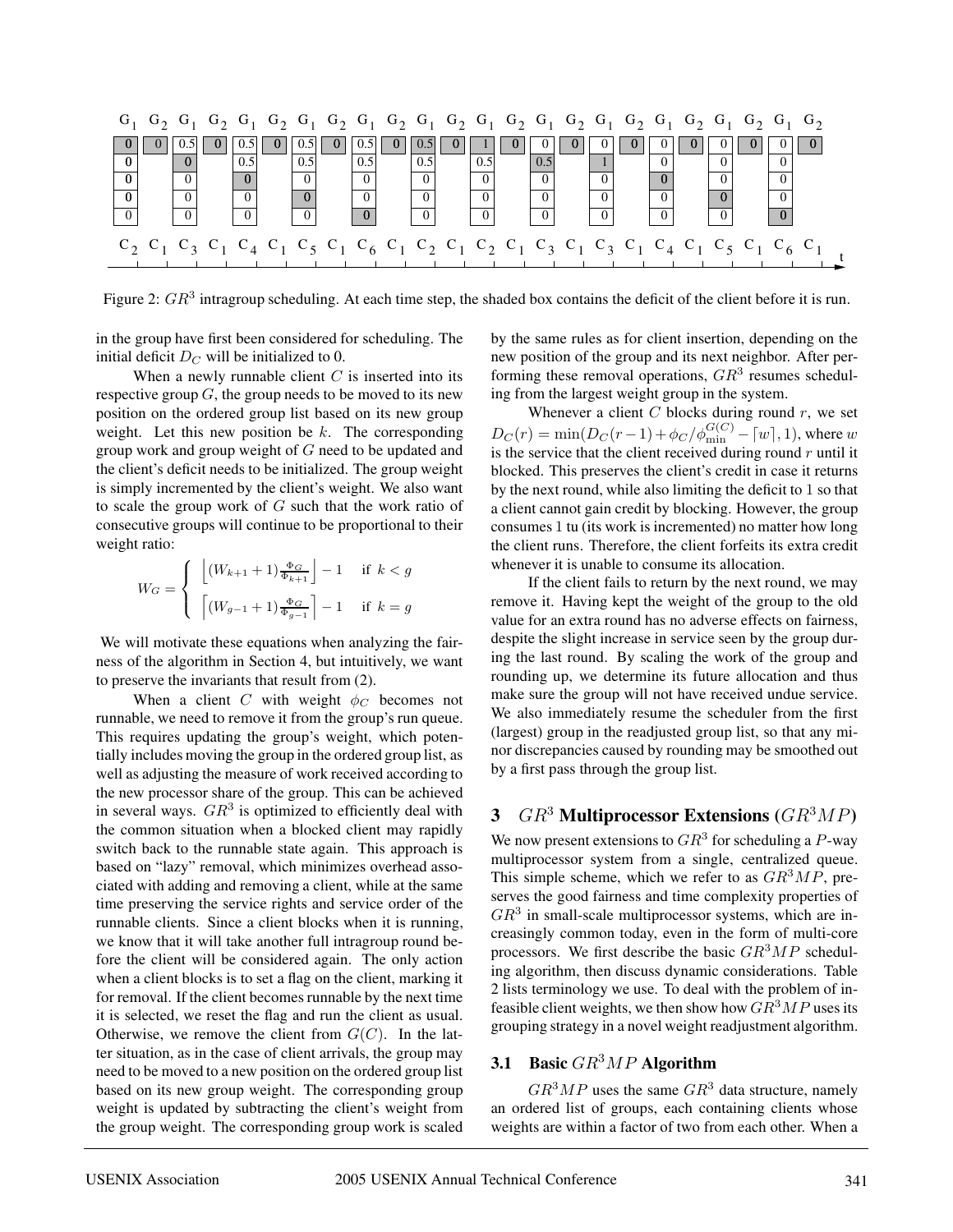Figure 2: $GR^3$ intragroup scheduling. At each time step, the shaded box contains the deficit of the client before it is run.

in the group have first been considered for scheduling. The initial deficit $D_C$ will be initialized to 0.

When a newly runnable client $C$ is inserted into its respective group $G$, the group needs to be moved to its new position on the ordered group list based on its new group weight. Let this new position be $k$. The corresponding group work and group weight of $G$ need to be updated and the client's deficit needs to be initialized. The group weight is simply incremented by the client's weight. We also want to scale the group work of $G$ such that the work ratio of consecutive groups will continue to be proportional to their weight ratio:

$$W_G = \begin{cases} \left\lfloor (W_{k+1}+1)\frac{\Phi_G}{\Phi_{k+1}} \right\rfloor - 1 & \text{if } k < g \\ \left\lceil (W_{g-1}+1)\frac{\Phi_G}{\Phi_{g-1}} \right\rceil - 1 & \text{if } k = g \end{cases}$$

We will motivate these equations when analyzing the fairness of the algorithm in Section 4, but intuitively, we want to preserve the invariants that result from (2).

When a client $C$ with weight $\phi_C$ becomes not runnable, we need to remove it from the group's run queue. This requires updating the group's weight, which potentially includes moving the group in the ordered group list, as well as adjusting the measure of work received according to the new processor share of the group. This can be achieved in several ways. $GR^3$ is optimized to efficiently deal with the common situation when a blocked client may rapidly switch back to the runnable state again. This approach is based on "lazy" removal, which minimizes overhead associated with adding and removing a client, while at the same time preserving the service rights and service order of the runnable clients. Since a client blocks when it is running, we know that it will take another full intragroup round before the client will be considered again. The only action when a client blocks is to set a flag on the client, marking it for removal. If the client becomes runnable by the next time it is selected, we reset the flag and run the client as usual. Otherwise, we remove the client from $G(C)$. In the latter situation, as in the case of client arrivals, the group may need to be moved to a new position on the ordered group list based on its new group weight. The corresponding group weight is updated by subtracting the client's weight from the group weight. The corresponding group work is scaled by the same rules as for client insertion, depending on the new position of the group and its next neighbor. After performing these removal operations, $GR^3$ resumes scheduling from the largest weight group in the system.

Whenever a client $C$ blocks during round $r$, we set $D_C(r) = \min(D_C(r-1) + \phi_C/\phi_{\min}^{G(C)} - \lceil w \rceil, 1)$, where $w$ is the service that the client received during round $r$ until it blocked. This preserves the client's credit in case it returns by the next round, while also limiting the deficit to 1 so that a client cannot gain credit by blocking. However, the group consumes 1 tu (its work is incremented) no matter how long the client runs. Therefore, the client forfeits its extra credit whenever it is unable to consume its allocation.

If the client fails to return by the next round, we may remove it. Having kept the weight of the group to the old value for an extra round has no adverse effects on fairness, despite the slight increase in service seen by the group during the last round. By scaling the work of the group and rounding up, we determine its future allocation and thus make sure the group will not have received undue service. We also immediately resume the scheduler from the first (largest) group in the readjusted group list, so that any minor discrepancies caused by rounding may be smoothed out by a first pass through the group list.

## 3 $GR^3$ Multiprocessor Extensions ($GR^3MP$)

We now present extensions to $GR^3$ for scheduling a $P$-way multiprocessor system from a single, centralized queue. This simple scheme, which we refer to as $GR^3MP$, preserves the good fairness and time complexity properties of $GR^3$ in small-scale multiprocessor systems, which are increasingly common today, even in the form of multi-core processors. We first describe the basic $GR^3MP$ scheduling algorithm, then discuss dynamic considerations. Table 2 lists terminology we use. To deal with the problem of infeasible client weights, we then show how $GR^3MP$ uses its grouping strategy in a novel weight readjustment algorithm.

### 3.1 Basic $GR^3MP$ Algorithm

$GR^3MP$ uses the same $GR^3$ data structure, namely an ordered list of groups, each containing clients whose weights are within a factor of two from each other. When a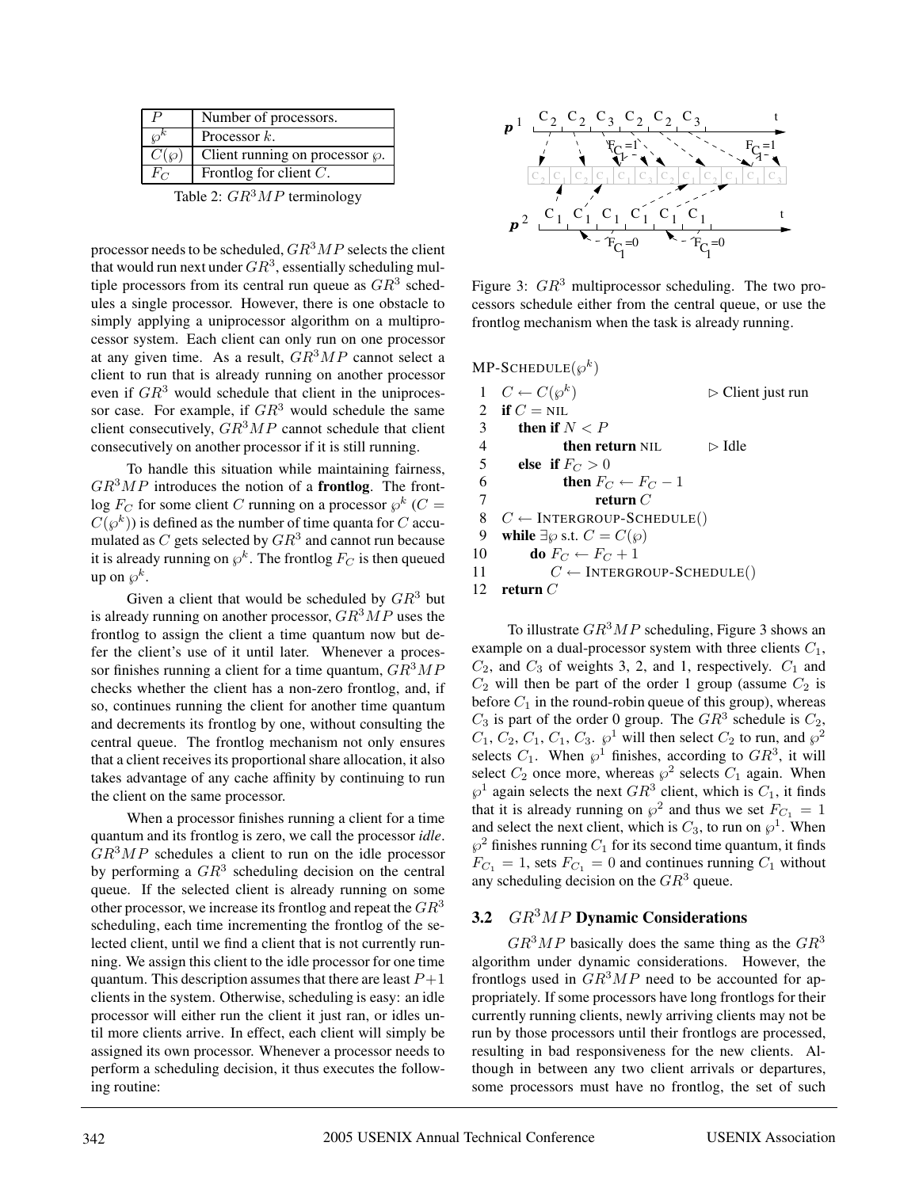| $P$ | Number of processors. |
|---|---|
| $\wp^k$ | Processor $k$. |
| $C(\wp)$ | Client running on processor $\wp$. |
| $F_C$ | Frontlog for client $C$. |

Table 2: $GR^3MP$ terminology

processor needs to be scheduled, $GR^3MP$ selects the client that would run next under $GR^3$, essentially scheduling multiple processors from its central run queue as $GR^3$ schedules a single processor. However, there is one obstacle to simply applying a uniprocessor algorithm on a multiprocessor system. Each client can only run on one processor at any given time. As a result, $GR^3MP$ cannot select a client to run that is already running on another processor even if $GR^3$ would schedule that client in the uniprocessor case. For example, if $GR^3$ would schedule the same client consecutively, $GR^3MP$ cannot schedule that client consecutively on another processor if it is still running.

To handle this situation while maintaining fairness, $GR^3MP$ introduces the notion of a **frontlog**. The frontlog $F_C$ for some client $C$ running on a processor $\wp^k$ ($C = C(\wp^k)$) is defined as the number of time quanta for $C$ accumulated as $C$ gets selected by $GR^3$ and cannot run because it is already running on $\wp^k$. The frontlog $F_C$ is then queued up on $\wp^k$.

Given a client that would be scheduled by $GR^3$ but is already running on another processor, $GR^3MP$ uses the frontlog to assign the client a time quantum now but defer the client's use of it until later. Whenever a processor finishes running a client for a time quantum, $GR^3MP$ checks whether the client has a non-zero frontlog, and, if so, continues running the client for another time quantum and decrements its frontlog by one, without consulting the central queue. The frontlog mechanism not only ensures that a client receives its proportional share allocation, it also takes advantage of any cache affinity by continuing to run the client on the same processor.

When a processor finishes running a client for a time quantum and its frontlog is zero, we call the processor *idle*. $GR^3MP$ schedules a client to run on the idle processor by performing a $GR^3$ scheduling decision on the central queue. If the selected client is already running on some other processor, we increase its frontlog and repeat the $GR^3$ scheduling, each time incrementing the frontlog of the selected client, until we find a client that is not currently running. We assign this client to the idle processor for one time quantum. This description assumes that there are least $P+1$ clients in the system. Otherwise, scheduling is easy: an idle processor will either run the client it just ran, or idles until more clients arrive. In effect, each client will simply be assigned its own processor. Whenever a processor needs to perform a scheduling decision, it thus executes the following routine:

$p^1$ C 2 C 2 C 3 C 2 C 2 C 3 t
$F_{C_1}=1$ $F_{C_1}=1$
C 2 C 1 C 2 C 1 C 1 C 3 C 2 C 1 C 2 C 1 C 1 C 3
$p^2$ C 1 C 1 C 1 C 1 C 1 C 1 t
$F_{C_1}=0$ $F_{C_1}=0$

Figure 3: $GR^3$ multiprocessor scheduling. The two processors schedule either from the central queue, or use the frontlog mechanism when the task is already running.

```
MP-SCHEDULE(℘^k)
1   C ← C(℘^k)                          ▷ Client just run
2   if C = NIL
3       then if N < P
4               then return NIL          ▷ Idle
5       else if F_C > 0
6               then F_C ← F_C − 1
7                   return C
8   C ← INTERGROUP-SCHEDULE()
9   while ∃℘ s.t. C = C(℘)
10      do F_C ← F_C + 1
11          C ← INTERGROUP-SCHEDULE()
12  return C
```

To illustrate $GR^3MP$ scheduling, Figure 3 shows an example on a dual-processor system with three clients $C_1$, $C_2$, and $C_3$ of weights 3, 2, and 1, respectively. $C_1$ and $C_2$ will then be part of the order 1 group (assume $C_2$ is before $C_1$ in the round-robin queue of this group), whereas $C_3$ is part of the order 0 group. The $GR^3$ schedule is $C_2$, $C_1$, $C_2$, $C_1$, $C_1$, $C_3$. $\wp^1$ will then select $C_2$ to run, and $\wp^2$ selects $C_1$. When $\wp^1$ finishes, according to $GR^3$, it will select $C_2$ once more, whereas $\wp^2$ selects $C_1$ again. When $\wp^1$ again selects the next $GR^3$ client, which is $C_1$, it finds that it is already running on $\wp^2$ and thus we set $F_{C_1} = 1$ and select the next client, which is $C_3$, to run on $\wp^1$. When $\wp^2$ finishes running $C_1$ for its second time quantum, it finds $F_{C_1} = 1$, sets $F_{C_1} = 0$ and continues running $C_1$ without any scheduling decision on the $GR^3$ queue.

### 3.2 $GR^3MP$ Dynamic Considerations

$GR^3MP$ basically does the same thing as the $GR^3$ algorithm under dynamic considerations. However, the frontlogs used in $GR^3MP$ need to be accounted for appropriately. If some processors have long frontlogs for their currently running clients, newly arriving clients may not be run by those processors until their frontlogs are processed, resulting in bad responsiveness for the new clients. Although in between any two client arrivals or departures, some processors must have no frontlog, the set of such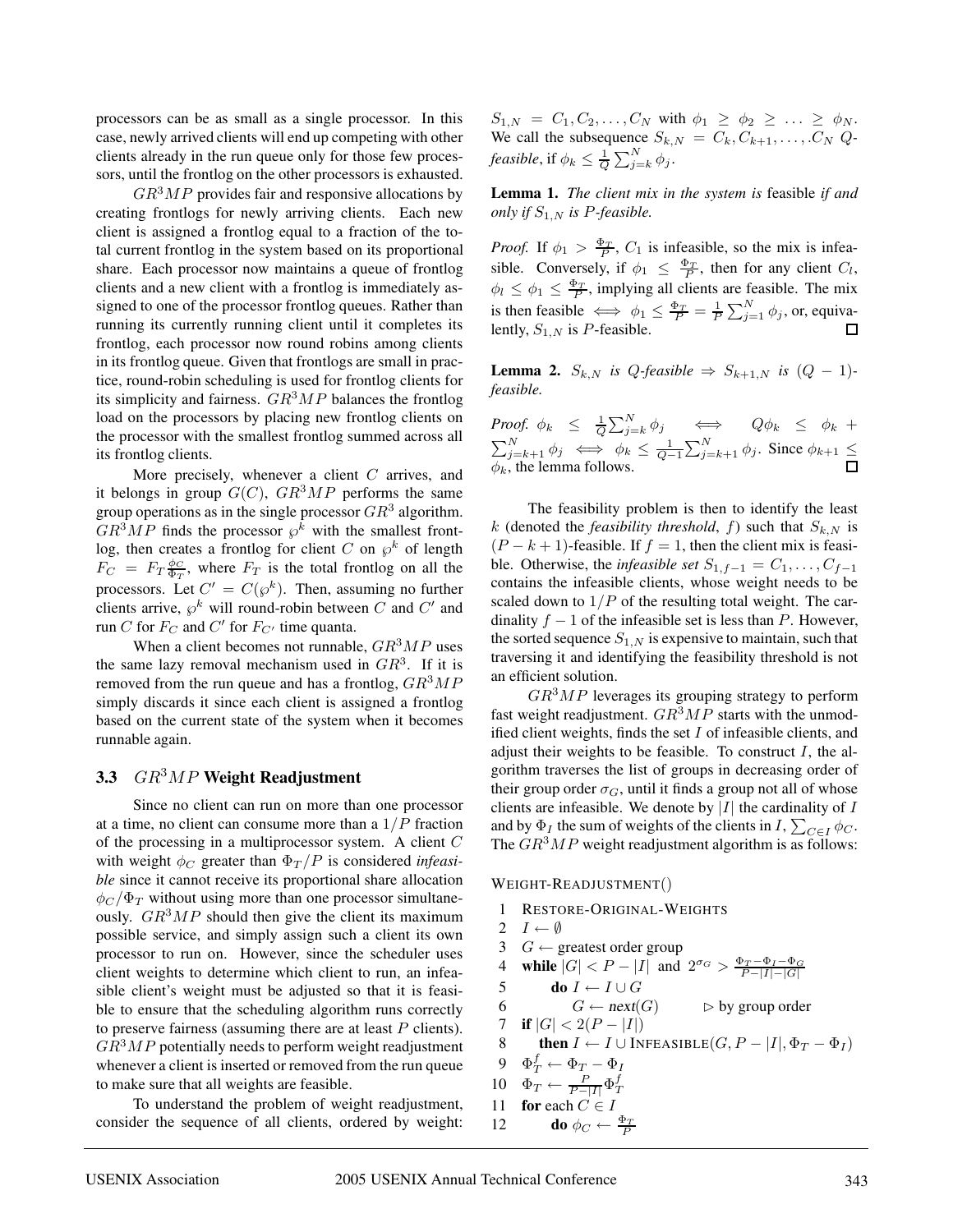processors can be as small as a single processor. In this case, newly arrived clients will end up competing with other clients already in the run queue only for those few processors, until the frontlog on the other processors is exhausted.

$GR^3MP$ provides fair and responsive allocations by creating frontlogs for newly arriving clients. Each new client is assigned a frontlog equal to a fraction of the total current frontlog in the system based on its proportional share. Each processor now maintains a queue of frontlog clients and a new client with a frontlog is immediately assigned to one of the processor frontlog queues. Rather than running its currently running client until it completes its frontlog, each processor now round robins among clients in its frontlog queue. Given that frontlogs are small in practice, round-robin scheduling is used for frontlog clients for its simplicity and fairness. $GR^3MP$ balances the frontlog load on the processors by placing new frontlog clients on the processor with the smallest frontlog summed across all its frontlog clients.

More precisely, whenever a client $C$ arrives, and it belongs in group $G(C)$, $GR^3MP$ performs the same group operations as in the single processor $GR^3$ algorithm. $GR^3MP$ finds the processor $\wp^k$ with the smallest frontlog, then creates a frontlog for client $C$ on $\wp^k$ of length $F_C = F_T \frac{\phi_C}{\Phi_T}$, where $F_T$ is the total frontlog on all the processors. Let $C' = C(\wp^k)$. Then, assuming no further clients arrive, $\wp^k$ will round-robin between $C$ and $C'$ and run $C$ for $F_C$ and $C'$ for $F_{C'}$ time quanta.

When a client becomes not runnable, $GR^3MP$ uses the same lazy removal mechanism used in $GR^3$. If it is removed from the run queue and has a frontlog, $GR^3MP$ simply discards it since each client is assigned a frontlog based on the current state of the system when it becomes runnable again.

### 3.3 $GR^3MP$ Weight Readjustment

Since no client can run on more than one processor at a time, no client can consume more than a $1/P$ fraction of the processing in a multiprocessor system. A client $C$ with weight $\phi_C$ greater than $\Phi_T/P$ is considered *infeasible* since it cannot receive its proportional share allocation $\phi_C/\Phi_T$ without using more than one processor simultaneously. $GR^3MP$ should then give the client its maximum possible service, and simply assign such a client its own processor to run on. However, since the scheduler uses client weights to determine which client to run, an infeasible client's weight must be adjusted so that it is feasible to ensure that the scheduling algorithm runs correctly to preserve fairness (assuming there are at least $P$ clients). $GR^3MP$ potentially needs to perform weight readjustment whenever a client is inserted or removed from the run queue to make sure that all weights are feasible.

To understand the problem of weight readjustment, consider the sequence of all clients, ordered by weight: $S_{1,N} = C_1, C_2, \ldots, C_N$ with $\phi_1 \geq \phi_2 \geq \ldots \geq \phi_N$. We call the subsequence $S_{k,N} = C_k, C_{k+1}, \ldots, C_N$ *Q-feasible*, if $\phi_k \leq \frac{1}{Q}\sum_{j=k}^{N} \phi_j$.

**Lemma 1.** *The client mix in the system is* feasible *if and only if $S_{1,N}$ is P-feasible.*

*Proof.* If $\phi_1 > \frac{\Phi_T}{P}$, $C_1$ is infeasible, so the mix is infeasible. Conversely, if $\phi_1 \leq \frac{\Phi_T}{P}$, then for any client $C_l$, $\phi_l \leq \phi_1 \leq \frac{\Phi_T}{P}$, implying all clients are feasible. The mix is then feasible $\iff \phi_1 \leq \frac{\Phi_T}{P} = \frac{1}{P}\sum_{j=1}^{N} \phi_j$, or, equivalently, $S_{1,N}$ is $P$-feasible. □

**Lemma 2.** *$S_{k,N}$ is Q-feasible $\Rightarrow$ $S_{k+1,N}$ is $(Q-1)$-feasible.*

*Proof.* $\phi_k \leq \frac{1}{Q}\sum_{j=k}^{N} \phi_j \iff Q\phi_k \leq \phi_k + \sum_{j=k+1}^{N} \phi_j \iff \phi_k \leq \frac{1}{Q-1}\sum_{j=k+1}^{N} \phi_j$. Since $\phi_{k+1} \leq \phi_k$, the lemma follows. □

The feasibility problem is then to identify the least $k$ (denoted the *feasibility threshold*, $f$) such that $S_{k,N}$ is $(P-k+1)$-feasible. If $f = 1$, then the client mix is feasible. Otherwise, the *infeasible set* $S_{1,f-1} = C_1, \ldots, C_{f-1}$ contains the infeasible clients, whose weight needs to be scaled down to $1/P$ of the resulting total weight. The cardinality $f-1$ of the infeasible set is less than $P$. However, the sorted sequence $S_{1,N}$ is expensive to maintain, such that traversing it and identifying the feasibility threshold is not an efficient solution.

$GR^3MP$ leverages its grouping strategy to perform fast weight readjustment. $GR^3MP$ starts with the unmodified client weights, finds the set $I$ of infeasible clients, and adjust their weights to be feasible. To construct $I$, the algorithm traverses the list of groups in decreasing order of their group order $\sigma_G$, until it finds a group not all of whose clients are infeasible. We denote by $|I|$ the cardinality of $I$ and by $\Phi_I$ the sum of weights of the clients in $I$, $\sum_{C \in I} \phi_C$. The $GR^3MP$ weight readjustment algorithm is as follows:

WEIGHT-READJUSTMENT()

1. RESTORE-ORIGINAL-WEIGHTS
2. $I \leftarrow \emptyset$
3. $G \leftarrow$ greatest order group
4. **while** $|G| < P - |I|$ and $2^{\sigma_G} > \frac{\Phi_T - \Phi_I - \Phi_G}{P - |I| - |G|}$
5. &nbsp;&nbsp;&nbsp;&nbsp;**do** $I \leftarrow I \cup G$
6. &nbsp;&nbsp;&nbsp;&nbsp;&nbsp;&nbsp;&nbsp;&nbsp;$G \leftarrow next(G)$ &nbsp;&nbsp;&nbsp;&nbsp;▷ by group order
7. **if** $|G| < 2(P - |I|)$
8. &nbsp;&nbsp;&nbsp;&nbsp;**then** $I \leftarrow I \cup$ INFEASIBLE$(G, P - |I|, \Phi_T - \Phi_I)$
9. $\Phi_T^f \leftarrow \Phi_T - \Phi_I$
10. $\Phi_T \leftarrow \frac{P}{P-|I|}\Phi_T^f$
11. **for** each $C \in I$
12. &nbsp;&nbsp;&nbsp;&nbsp;**do** $\phi_C \leftarrow \frac{\Phi_T}{P}$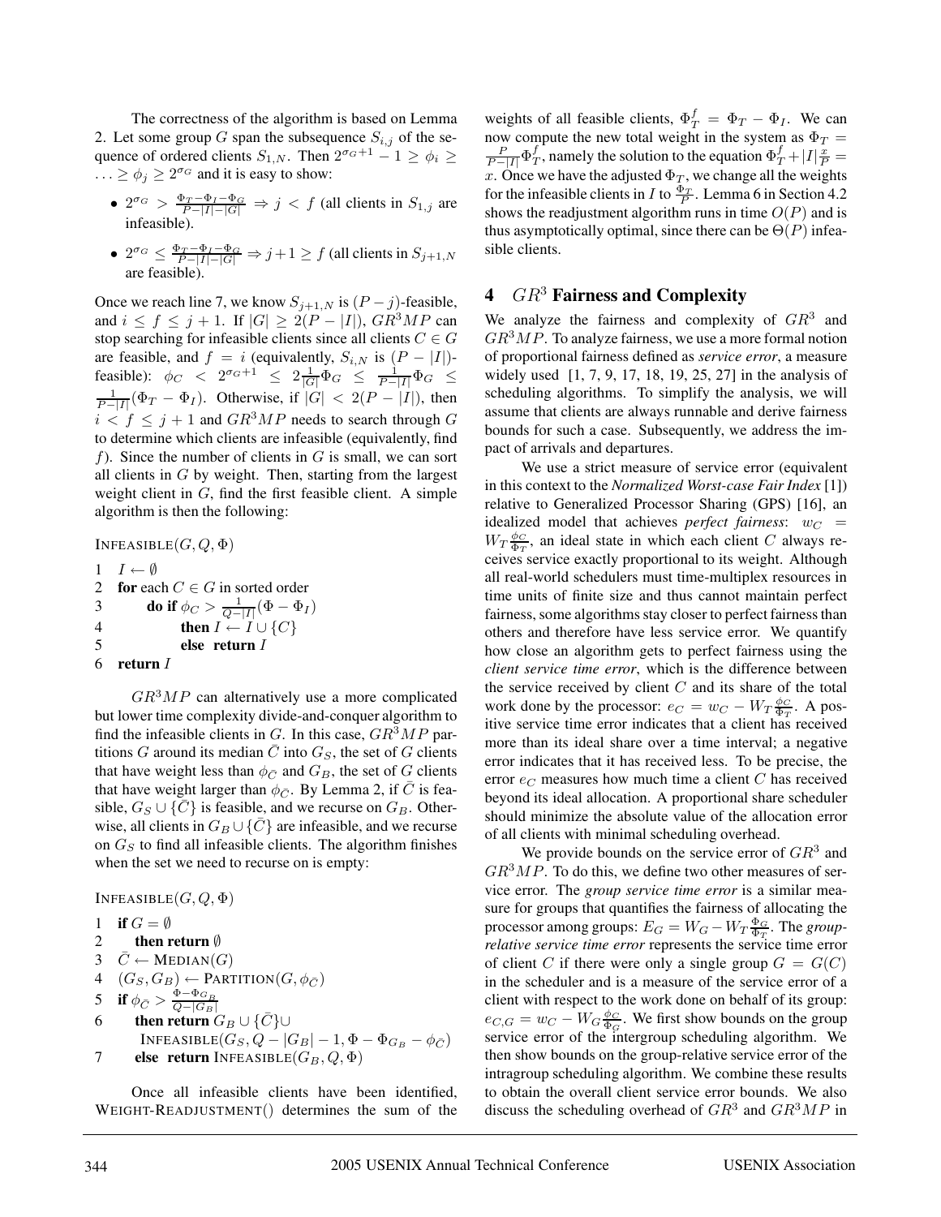The correctness of the algorithm is based on Lemma 2. Let some group $G$ span the subsequence $S_{i,j}$ of the sequence of ordered clients $S_{1,N}$. Then $2^{\sigma_G+1} - 1 \geq \phi_i \geq \ldots \geq \phi_j \geq 2^{\sigma_G}$ and it is easy to show:

- $2^{\sigma_G} > \frac{\Phi_T - \Phi_I - \Phi_G}{P - |I| - |G|} \Rightarrow j < f$ (all clients in $S_{1,j}$ are infeasible).
- $2^{\sigma_G} \leq \frac{\Phi_T - \Phi_I - \Phi_G}{P - |I| - |G|} \Rightarrow j + 1 \geq f$ (all clients in $S_{j+1,N}$ are feasible).

Once we reach line 7, we know $S_{j+1,N}$ is $(P-j)$-feasible, and $i \leq f \leq j+1$. If $|G| \geq 2(P - |I|)$, $GR^3MP$ can stop searching for infeasible clients since all clients $C \in G$ are feasible, and $f = i$ (equivalently, $S_{i,N}$ is $(P - |I|)$-feasible): $\phi_C < 2^{\sigma_G+1} \leq 2\frac{1}{|G|}\Phi_G \leq \frac{1}{P-|I|}\Phi_G \leq \frac{1}{P-|I|}(\Phi_T - \Phi_I)$. Otherwise, if $|G| < 2(P - |I|)$, then $i < f \leq j+1$ and $GR^3MP$ needs to search through $G$ to determine which clients are infeasible (equivalently, find $f$). Since the number of clients in $G$ is small, we can sort all clients in $G$ by weight. Then, starting from the largest weight client in $G$, find the first feasible client. A simple algorithm is then the following:

INFEASIBLE$(G, Q, \Phi)$

```
1  I ← ∅
2  for each C ∈ G in sorted order
3      do if φ_C > (1/(Q−|I|))(Φ − Φ_I)
4          then I ← I ∪ {C}
5          else return I
6  return I
```

$GR^3MP$ can alternatively use a more complicated but lower time complexity divide-and-conquer algorithm to find the infeasible clients in $G$. In this case, $GR^3MP$ partitions $G$ around its median $\bar{C}$ into $G_S$, the set of $G$ clients that have weight less than $\phi_{\bar{C}}$ and $G_B$, the set of $G$ clients that have weight larger than $\phi_{\bar{C}}$. By Lemma 2, if $\bar{C}$ is feasible, $G_S \cup \{\bar{C}\}$ is feasible, and we recurse on $G_B$. Otherwise, all clients in $G_B \cup \{\bar{C}\}$ are infeasible, and we recurse on $G_S$ to find all infeasible clients. The algorithm finishes when the set we need to recurse on is empty:

INFEASIBLE$(G, Q, \Phi)$

```
1  if G = ∅
2      then return ∅
3  C̄ ← MEDIAN(G)
4  (G_S, G_B) ← PARTITION(G, φ_C̄)
5  if φ_C̄ > (Φ − Φ_{G_B})/(Q − |G_B|)
6      then return G_B ∪ {C̄} ∪
           INFEASIBLE(G_S, Q − |G_B| − 1, Φ − Φ_{G_B} − φ_C̄)
7      else return INFEASIBLE(G_B, Q, Φ)
```

Once all infeasible clients have been identified, WEIGHT-READJUSTMENT() determines the sum of the weights of all feasible clients, $\Phi_T^f = \Phi_T - \Phi_I$. We can now compute the new total weight in the system as $\Phi_T = \frac{P}{P-|I|}\Phi_T^f$, namely the solution to the equation $\Phi_T^f + |I|\frac{x}{P} = x$. Once we have the adjusted $\Phi_T$, we change all the weights for the infeasible clients in $I$ to $\frac{\Phi_T}{P}$. Lemma 6 in Section 4.2 shows the readjustment algorithm runs in time $O(P)$ and is thus asymptotically optimal, since there can be $\Theta(P)$ infeasible clients.

## 4 $GR^3$ Fairness and Complexity

We analyze the fairness and complexity of $GR^3$ and $GR^3MP$. To analyze fairness, we use a more formal notion of proportional fairness defined as *service error*, a measure widely used [1, 7, 9, 17, 18, 19, 25, 27] in the analysis of scheduling algorithms. To simplify the analysis, we will assume that clients are always runnable and derive fairness bounds for such a case. Subsequently, we address the impact of arrivals and departures.

We use a strict measure of service error (equivalent in this context to the *Normalized Worst-case Fair Index* [1]) relative to Generalized Processor Sharing (GPS) [16], an idealized model that achieves *perfect fairness*: $w_C = W_T\frac{\phi_C}{\Phi_T}$, an ideal state in which each client $C$ always receives service exactly proportional to its weight. Although all real-world schedulers must time-multiplex resources in time units of finite size and thus cannot maintain perfect fairness, some algorithms stay closer to perfect fairness than others and therefore have less service error. We quantify how close an algorithm gets to perfect fairness using the *client service time error*, which is the difference between the service received by client $C$ and its share of the total work done by the processor: $e_C = w_C - W_T\frac{\phi_C}{\Phi_T}$. A positive service time error indicates that a client has received more than its ideal share over a time interval; a negative error indicates that it has received less. To be precise, the error $e_C$ measures how much time a client $C$ has received beyond its ideal allocation. A proportional share scheduler should minimize the absolute value of the allocation error of all clients with minimal scheduling overhead.

We provide bounds on the service error of $GR^3$ and $GR^3MP$. To do this, we define two other measures of service error. The *group service time error* is a similar measure for groups that quantifies the fairness of allocating the processor among groups: $E_G = W_G - W_T\frac{\Phi_G}{\Phi_T}$. The *group-relative service time error* represents the service time error of client $C$ if there were only a single group $G = G(C)$ in the scheduler and is a measure of the service error of a client with respect to the work done on behalf of its group: $e_{C,G} = w_C - W_G\frac{\phi_C}{\Phi_G}$. We first show bounds on the group service error of the intergroup scheduling algorithm. We then show bounds on the group-relative service error of the intragroup scheduling algorithm. We combine these results to obtain the overall client service error bounds. We also discuss the scheduling overhead of $GR^3$ and $GR^3MP$ in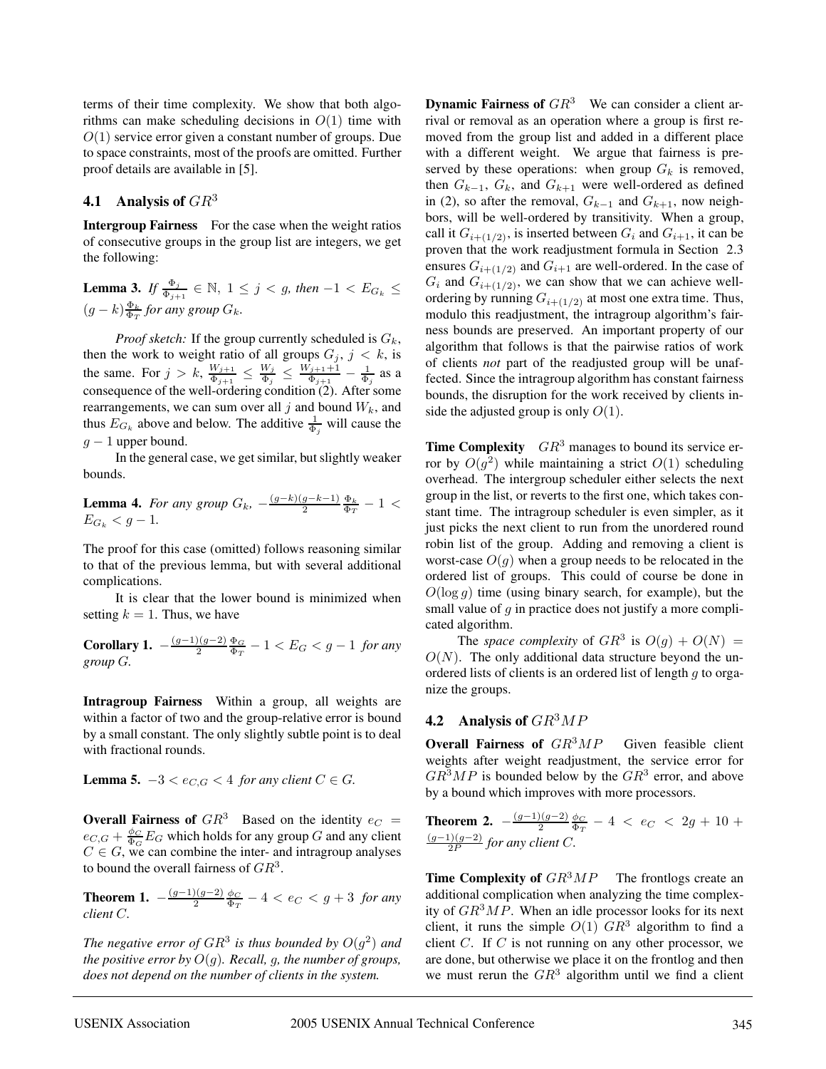terms of their time complexity. We show that both algorithms can make scheduling decisions in $O(1)$ time with $O(1)$ service error given a constant number of groups. Due to space constraints, most of the proofs are omitted. Further proof details are available in [5].

### 4.1 Analysis of $GR^3$

**Intergroup Fairness** For the case when the weight ratios of consecutive groups in the group list are integers, we get the following:

**Lemma 3.** *If* $\frac{\Phi_j}{\Phi_{j+1}} \in \mathbb{N}$, $1 \leq j < g$, *then* $-1 < E_{G_k} \leq (g-k)\frac{\Phi_k}{\Phi_T}$ *for any group* $G_k$.

*Proof sketch:* If the group currently scheduled is $G_k$, then the work to weight ratio of all groups $G_j$, $j < k$, is the same. For $j > k$, $\frac{W_{j+1}}{\Phi_{j+1}} \leq \frac{W_j}{\Phi_j} \leq \frac{W_{j+1}+1}{\Phi_{j+1}} - \frac{1}{\Phi_j}$ as a consequence of the well-ordering condition (2). After some rearrangements, we can sum over all $j$ and bound $W_k$, and thus $E_{G_k}$ above and below. The additive $\frac{1}{\Phi_j}$ will cause the $g-1$ upper bound.

In the general case, we get similar, but slightly weaker bounds.

**Lemma 4.** *For any group* $G_k$, $-\frac{(g-k)(g-k-1)}{2}\frac{\Phi_k}{\Phi_T} - 1 < E_{G_k} < g-1$.

The proof for this case (omitted) follows reasoning similar to that of the previous lemma, but with several additional complications.

It is clear that the lower bound is minimized when setting $k = 1$. Thus, we have

**Corollary 1.** $-\frac{(g-1)(g-2)}{2}\frac{\Phi_G}{\Phi_T} - 1 < E_G < g-1$ *for any group* $G$.

**Intragroup Fairness** Within a group, all weights are within a factor of two and the group-relative error is bound by a small constant. The only slightly subtle point is to deal with fractional rounds.

**Lemma 5.** $-3 < e_{C,G} < 4$ *for any client* $C \in G$.

**Overall Fairness of $GR^3$** Based on the identity $e_C = e_{C,G} + \frac{\phi_C}{\Phi_G}E_G$ which holds for any group $G$ and any client $C \in G$, we can combine the inter- and intragroup analyses to bound the overall fairness of $GR^3$.

**Theorem 1.** $-\frac{(g-1)(g-2)}{2}\frac{\phi_C}{\Phi_T} - 4 < e_C < g+3$ *for any client* $C$.

*The negative error of $GR^3$ is thus bounded by $O(g^2)$ and the positive error by $O(g)$. Recall, $g$, the number of groups, does not depend on the number of clients in the system.*

**Dynamic Fairness of $GR^3$** We can consider a client arrival or removal as an operation where a group is first removed from the group list and added in a different place with a different weight. We argue that fairness is preserved by these operations: when group $G_k$ is removed, then $G_{k-1}$, $G_k$, and $G_{k+1}$ were well-ordered as defined in (2), so after the removal, $G_{k-1}$ and $G_{k+1}$, now neighbors, will be well-ordered by transitivity. When a group, call it $G_{i+(1/2)}$, is inserted between $G_i$ and $G_{i+1}$, it can be proven that the work readjustment formula in Section 2.3 ensures $G_{i+(1/2)}$ and $G_{i+1}$ are well-ordered. In the case of $G_i$ and $G_{i+(1/2)}$, we can show that we can achieve well-ordering by running $G_{i+(1/2)}$ at most one extra time. Thus, modulo this readjustment, the intragroup algorithm's fairness bounds are preserved. An important property of our algorithm that follows is that the pairwise ratios of work of clients *not* part of the readjusted group will be unaffected. Since the intragroup algorithm has constant fairness bounds, the disruption for the work received by clients inside the adjusted group is only $O(1)$.

**Time Complexity** $GR^3$ manages to bound its service error by $O(g^2)$ while maintaining a strict $O(1)$ scheduling overhead. The intergroup scheduler either selects the next group in the list, or reverts to the first one, which takes constant time. The intragroup scheduler is even simpler, as it just picks the next client to run from the unordered round robin list of the group. Adding and removing a client is worst-case $O(g)$ when a group needs to be relocated in the ordered list of groups. This could of course be done in $O(\log g)$ time (using binary search, for example), but the small value of $g$ in practice does not justify a more complicated algorithm.

The *space complexity* of $GR^3$ is $O(g) + O(N) = O(N)$. The only additional data structure beyond the unordered lists of clients is an ordered list of length $g$ to organize the groups.

### 4.2 Analysis of $GR^3MP$

**Overall Fairness of $GR^3MP$** Given feasible client weights after weight readjustment, the service error for $GR^3MP$ is bounded below by the $GR^3$ error, and above by a bound which improves with more processors.

**Theorem 2.** $-\frac{(g-1)(g-2)}{2}\frac{\phi_C}{\Phi_T} - 4 < e_C < 2g + 10 + \frac{(g-1)(g-2)}{2P}$ *for any client* $C$.

**Time Complexity of $GR^3MP$** The frontlogs create an additional complication when analyzing the time complexity of $GR^3MP$. When an idle processor looks for its next client, it runs the simple $O(1)$ $GR^3$ algorithm to find a client $C$. If $C$ is not running on any other processor, we are done, but otherwise we place it on the frontlog and then we must rerun the $GR^3$ algorithm until we find a client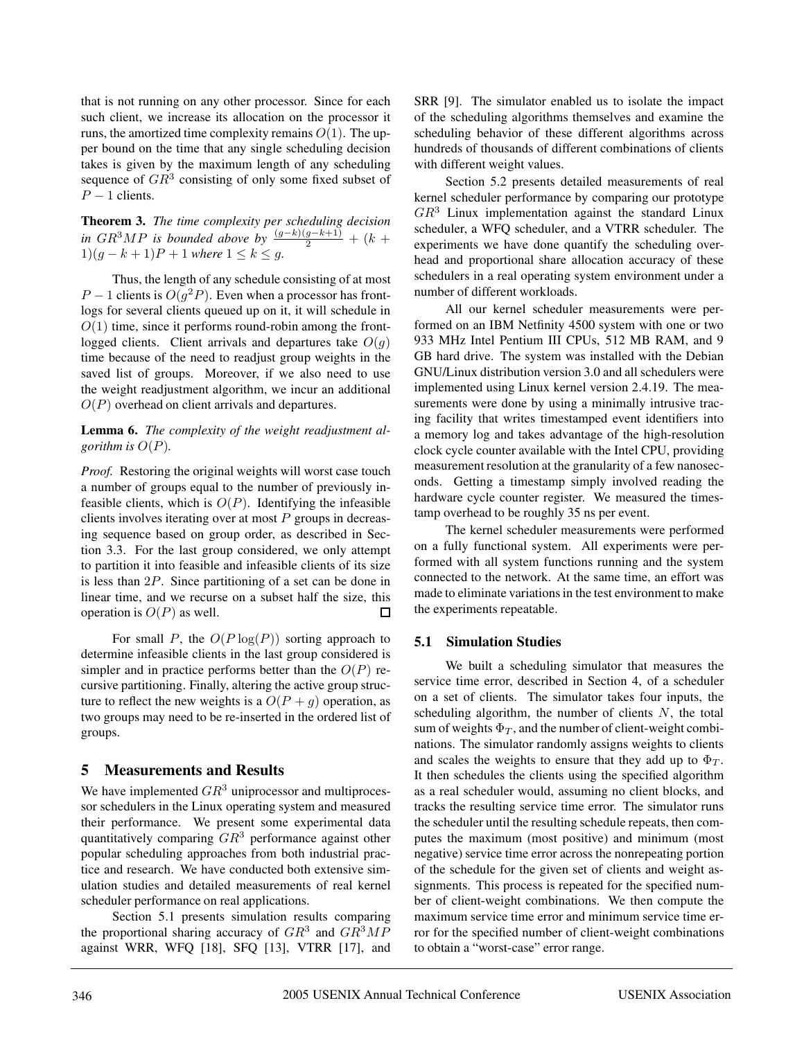that is not running on any other processor. Since for each such client, we increase its allocation on the processor it runs, the amortized time complexity remains $O(1)$. The upper bound on the time that any single scheduling decision takes is given by the maximum length of any scheduling sequence of $GR^3$ consisting of only some fixed subset of $P-1$ clients.

**Theorem 3.** *The time complexity per scheduling decision in $GR^3MP$ is bounded above by $\frac{(g-k)(g-k+1)}{2} + (k+1)(g-k+1)P + 1$ where $1 \leq k \leq g$.*

Thus, the length of any schedule consisting of at most $P-1$ clients is $O(g^2 P)$. Even when a processor has frontlogs for several clients queued up on it, it will schedule in $O(1)$ time, since it performs round-robin among the frontlogged clients. Client arrivals and departures take $O(g)$ time because of the need to readjust group weights in the saved list of groups. Moreover, if we also need to use the weight readjustment algorithm, we incur an additional $O(P)$ overhead on client arrivals and departures.

**Lemma 6.** *The complexity of the weight readjustment algorithm is $O(P)$.*

*Proof.* Restoring the original weights will worst case touch a number of groups equal to the number of previously infeasible clients, which is $O(P)$. Identifying the infeasible clients involves iterating over at most $P$ groups in decreasing sequence based on group order, as described in Section 3.3. For the last group considered, we only attempt to partition it into feasible and infeasible clients of its size is less than $2P$. Since partitioning of a set can be done in linear time, and we recurse on a subset half the size, this operation is $O(P)$ as well. □

For small $P$, the $O(P\log(P))$ sorting approach to determine infeasible clients in the last group considered is simpler and in practice performs better than the $O(P)$ recursive partitioning. Finally, altering the active group structure to reflect the new weights is a $O(P+g)$ operation, as two groups may need to be re-inserted in the ordered list of groups.

# 5 Measurements and Results

We have implemented $GR^3$ uniprocessor and multiprocessor schedulers in the Linux operating system and measured their performance. We present some experimental data quantitatively comparing $GR^3$ performance against other popular scheduling approaches from both industrial practice and research. We have conducted both extensive simulation studies and detailed measurements of real kernel scheduler performance on real applications.

Section 5.1 presents simulation results comparing the proportional sharing accuracy of $GR^3$ and $GR^3MP$ against WRR, WFQ [18], SFQ [13], VTRR [17], and SRR [9]. The simulator enabled us to isolate the impact of the scheduling algorithms themselves and examine the scheduling behavior of these different algorithms across hundreds of thousands of different combinations of clients with different weight values.

Section 5.2 presents detailed measurements of real kernel scheduler performance by comparing our prototype $GR^3$ Linux implementation against the standard Linux scheduler, a WFQ scheduler, and a VTRR scheduler. The experiments we have done quantify the scheduling overhead and proportional share allocation accuracy of these schedulers in a real operating system environment under a number of different workloads.

All our kernel scheduler measurements were performed on an IBM Netfinity 4500 system with one or two 933 MHz Intel Pentium III CPUs, 512 MB RAM, and 9 GB hard drive. The system was installed with the Debian GNU/Linux distribution version 3.0 and all schedulers were implemented using Linux kernel version 2.4.19. The measurements were done by using a minimally intrusive tracing facility that writes timestamped event identifiers into a memory log and takes advantage of the high-resolution clock cycle counter available with the Intel CPU, providing measurement resolution at the granularity of a few nanoseconds. Getting a timestamp simply involved reading the hardware cycle counter register. We measured the timestamp overhead to be roughly 35 ns per event.

The kernel scheduler measurements were performed on a fully functional system. All experiments were performed with all system functions running and the system connected to the network. At the same time, an effort was made to eliminate variations in the test environment to make the experiments repeatable.

## 5.1 Simulation Studies

We built a scheduling simulator that measures the service time error, described in Section 4, of a scheduler on a set of clients. The simulator takes four inputs, the scheduling algorithm, the number of clients $N$, the total sum of weights $\Phi_T$, and the number of client-weight combinations. The simulator randomly assigns weights to clients and scales the weights to ensure that they add up to $\Phi_T$. It then schedules the clients using the specified algorithm as a real scheduler would, assuming no client blocks, and tracks the resulting service time error. The simulator runs the scheduler until the resulting schedule repeats, then computes the maximum (most positive) and minimum (most negative) service time error across the nonrepeating portion of the schedule for the given set of clients and weight assignments. This process is repeated for the specified number of client-weight combinations. We then compute the maximum service time error and minimum service time error for the specified number of client-weight combinations to obtain a "worst-case" error range.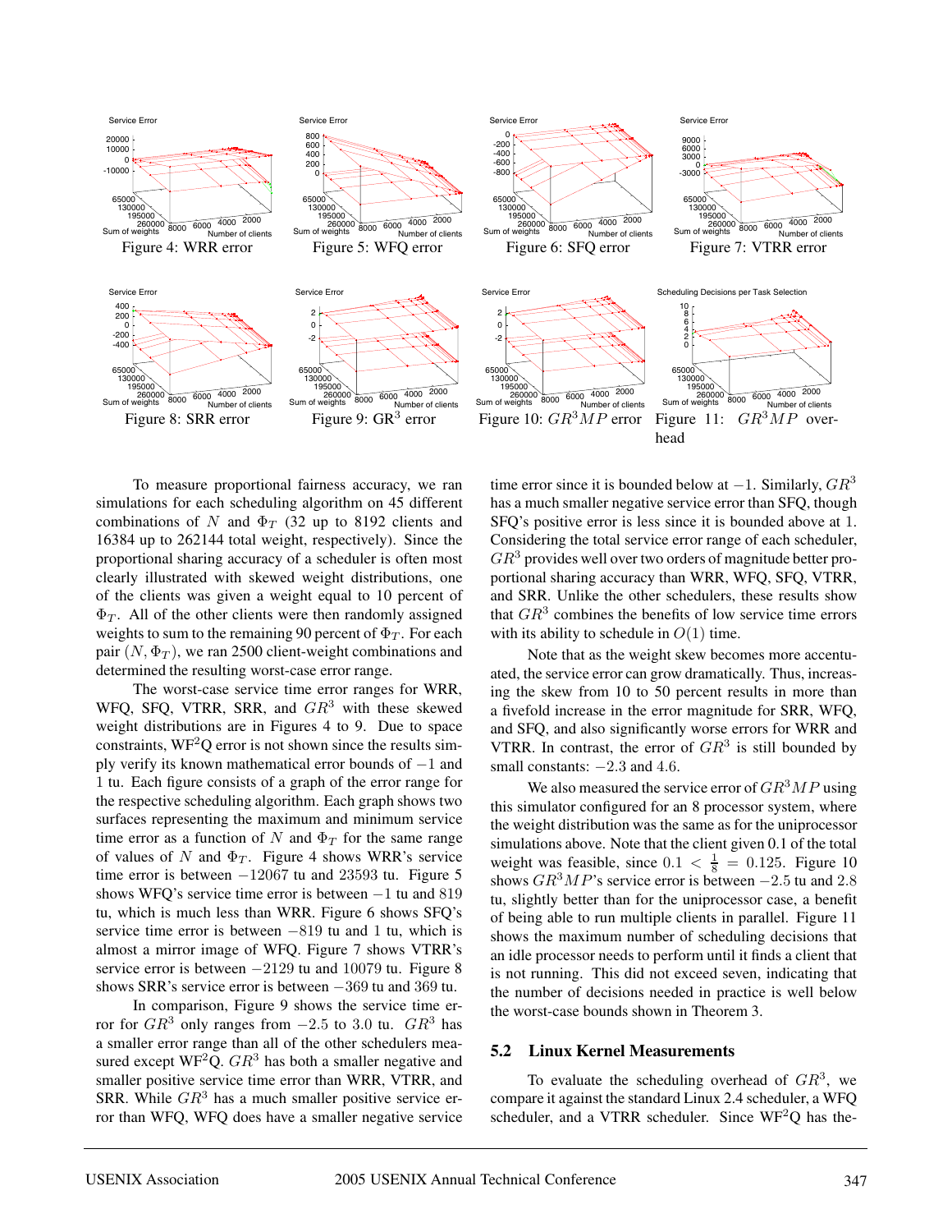Service Error
20000
10000
0
-10000
65000
130000
195000
260000
Sum of weights
8000
6000
4000
2000
Number of clients

Figure 4: WRR error

Service Error
800
600
400
200
0
65000
130000
195000
260000
Sum of weights
8000
6000
4000
2000
Number of clients

Figure 5: WFQ error

Service Error
0
-200
-400
-600
-800
65000
130000
195000
260000
Sum of weights
8000
6000
4000
2000
Number of clients

Figure 6: SFQ error

Service Error
9000
6000
3000
0
-3000
65000
130000
195000
260000
Sum of weights
8000
6000
4000
2000
Number of clients

Figure 7: VTRR error

Service Error
400
200
0
-200
-400
65000
130000
195000
260000
Sum of weights
8000
6000
4000
2000
Number of clients

Figure 8: SRR error

Service Error
2
0
-2
65000
130000
195000
260000
Sum of weights
8000
6000
4000
2000
Number of clients

Figure 9: GR[3] error

Service Error
2
0
-2
65000
130000
195000
260000
Sum of weights
8000
6000
4000
2000
Number of clients

Figure 10: $GR^3MP$ error

Scheduling Decisions per Task Selection
10
8
6
4
2
0
65000
130000
195000
260000
Sum of weights
8000
6000
4000
2000
Number of clients

Figure 11: $GR^3MP$ overhead

To measure proportional fairness accuracy, we ran simulations for each scheduling algorithm on 45 different combinations of $N$ and $\Phi_T$ (32 up to 8192 clients and 16384 up to 262144 total weight, respectively). Since the proportional sharing accuracy of a scheduler is often most clearly illustrated with skewed weight distributions, one of the clients was given a weight equal to 10 percent of $\Phi_T$. All of the other clients were then randomly assigned weights to sum to the remaining 90 percent of $\Phi_T$. For each pair $(N, \Phi_T)$, we ran 2500 client-weight combinations and determined the resulting worst-case error range.

The worst-case service time error ranges for WRR, WFQ, SFQ, VTRR, SRR, and $GR^3$ with these skewed weight distributions are in Figures 4 to 9. Due to space constraints, $WF^2Q$ error is not shown since the results simply verify its known mathematical error bounds of $-1$ and 1 tu. Each figure consists of a graph of the error range for the respective scheduling algorithm. Each graph shows two surfaces representing the maximum and minimum service time error as a function of $N$ and $\Phi_T$ for the same range of values of $N$ and $\Phi_T$. Figure 4 shows WRR's service time error is between $-12067$ tu and 23593 tu. Figure 5 shows WFQ's service time error is between $-1$ tu and 819 tu, which is much less than WRR. Figure 6 shows SFQ's service time error is between $-819$ tu and 1 tu, which is almost a mirror image of WFQ. Figure 7 shows VTRR's service error is between $-2129$ tu and 10079 tu. Figure 8 shows SRR's service error is between $-369$ tu and 369 tu.

In comparison, Figure 9 shows the service time error for $GR^3$ only ranges from $-2.5$ to 3.0 tu. $GR^3$ has a smaller error range than all of the other schedulers measured except $WF^2Q$. $GR^3$ has both a smaller negative and smaller positive service time error than WRR, VTRR, and SRR. While $GR^3$ has a much smaller positive service error than WFQ, WFQ does have a smaller negative service time error since it is bounded below at $-1$. Similarly, $GR^3$ has a much smaller negative service error than SFQ, though SFQ's positive error is less since it is bounded above at 1. Considering the total service error range of each scheduler, $GR^3$ provides well over two orders of magnitude better proportional sharing accuracy than WRR, WFQ, SFQ, VTRR, and SRR. Unlike the other schedulers, these results show that $GR^3$ combines the benefits of low service time errors with its ability to schedule in $O(1)$ time.

Note that as the weight skew becomes more accentuated, the service error can grow dramatically. Thus, increasing the skew from 10 to 50 percent results in more than a fivefold increase in the error magnitude for SRR, WFQ, and SFQ, and also significantly worse errors for WRR and VTRR. In contrast, the error of $GR^3$ is still bounded by small constants: $-2.3$ and 4.6.

We also measured the service error of $GR^3MP$ using this simulator configured for an 8 processor system, where the weight distribution was the same as for the uniprocessor simulations above. Note that the client given 0.1 of the total weight was feasible, since $0.1 < \frac{1}{8} = 0.125$. Figure 10 shows $GR^3MP$'s service error is between $-2.5$ tu and 2.8 tu, slightly better than for the uniprocessor case, a benefit of being able to run multiple clients in parallel. Figure 11 shows the maximum number of scheduling decisions that an idle processor needs to perform until it finds a client that is not running. This did not exceed seven, indicating that the number of decisions needed in practice is well below the worst-case bounds shown in Theorem 3.

### 5.2 Linux Kernel Measurements

To evaluate the scheduling overhead of $GR^3$, we compare it against the standard Linux 2.4 scheduler, a WFQ scheduler, and a VTRR scheduler. Since $WF^2Q$ has the-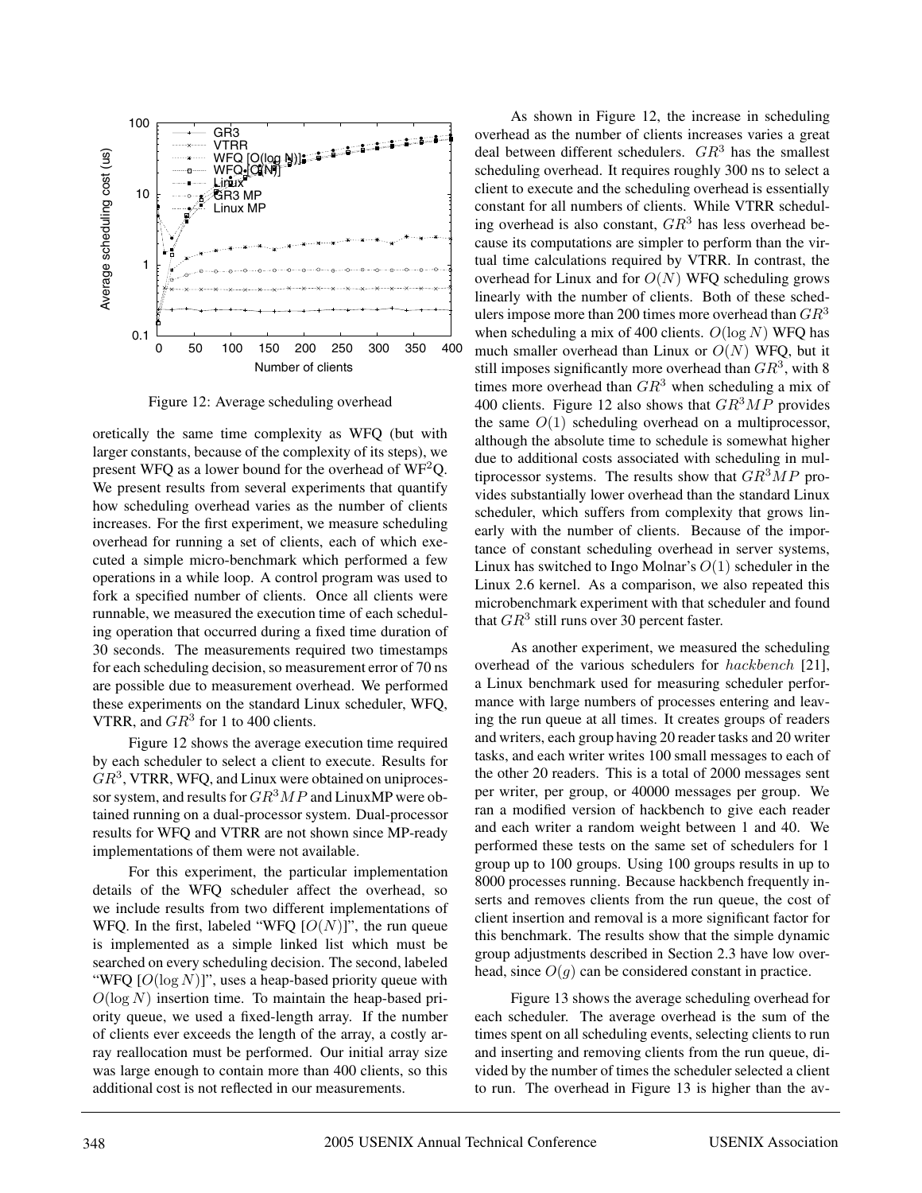100

10

1

0.1

Average scheduling cost (us)

0 50 100 150 200 250 300 350 400

Number of clients

GR3
VTRR
WFQ [O(log N)]
WFQ [O(N)]
Linux
GR3 MP
Linux MP

Figure 12: Average scheduling overhead

oretically the same time complexity as WFQ (but with larger constants, because of the complexity of its steps), we present WFQ as a lower bound for the overhead of $WF^2Q$. We present results from several experiments that quantify how scheduling overhead varies as the number of clients increases. For the first experiment, we measure scheduling overhead for running a set of clients, each of which executed a simple micro-benchmark which performed a few operations in a while loop. A control program was used to fork a specified number of clients. Once all clients were runnable, we measured the execution time of each scheduling operation that occurred during a fixed time duration of 30 seconds. The measurements required two timestamps for each scheduling decision, so measurement error of 70 ns are possible due to measurement overhead. We performed these experiments on the standard Linux scheduler, WFQ, VTRR, and $GR^3$ for 1 to 400 clients.

Figure 12 shows the average execution time required by each scheduler to select a client to execute. Results for $GR^3$, VTRR, WFQ, and Linux were obtained on uniprocessor system, and results for $GR^3MP$ and LinuxMP were obtained running on a dual-processor system. Dual-processor results for WFQ and VTRR are not shown since MP-ready implementations of them were not available.

For this experiment, the particular implementation details of the WFQ scheduler affect the overhead, so we include results from two different implementations of WFQ. In the first, labeled "WFQ [$O(N)$]", the run queue is implemented as a simple linked list which must be searched on every scheduling decision. The second, labeled "WFQ [$O(\log N)$]", uses a heap-based priority queue with $O(\log N)$ insertion time. To maintain the heap-based priority queue, we used a fixed-length array. If the number of clients ever exceeds the length of the array, a costly array reallocation must be performed. Our initial array size was large enough to contain more than 400 clients, so this additional cost is not reflected in our measurements.

As shown in Figure 12, the increase in scheduling overhead as the number of clients increases varies a great deal between different schedulers. $GR^3$ has the smallest scheduling overhead. It requires roughly 300 ns to select a client to execute and the scheduling overhead is essentially constant for all numbers of clients. While VTRR scheduling overhead is also constant, $GR^3$ has less overhead because its computations are simpler to perform than the virtual time calculations required by VTRR. In contrast, the overhead for Linux and for $O(N)$ WFQ scheduling grows linearly with the number of clients. Both of these schedulers impose more than 200 times more overhead than $GR^3$ when scheduling a mix of 400 clients. $O(\log N)$ WFQ has much smaller overhead than Linux or $O(N)$ WFQ, but it still imposes significantly more overhead than $GR^3$, with 8 times more overhead than $GR^3$ when scheduling a mix of 400 clients. Figure 12 also shows that $GR^3MP$ provides the same $O(1)$ scheduling overhead on a multiprocessor, although the absolute time to schedule is somewhat higher due to additional costs associated with scheduling in multiprocessor systems. The results show that $GR^3MP$ provides substantially lower overhead than the standard Linux scheduler, which suffers from complexity that grows linearly with the number of clients. Because of the importance of constant scheduling overhead in server systems, Linux has switched to Ingo Molnar's $O(1)$ scheduler in the Linux 2.6 kernel. As a comparison, we also repeated this microbenchmark experiment with that scheduler and found that $GR^3$ still runs over 30 percent faster.

As another experiment, we measured the scheduling overhead of the various schedulers for *hackbench* [21], a Linux benchmark used for measuring scheduler performance with large numbers of processes entering and leaving the run queue at all times. It creates groups of readers and writers, each group having 20 reader tasks and 20 writer tasks, and each writer writes 100 small messages to each of the other 20 readers. This is a total of 2000 messages sent per writer, per group, or 40000 messages per group. We ran a modified version of hackbench to give each reader and each writer a random weight between 1 and 40. We performed these tests on the same set of schedulers for 1 group up to 100 groups. Using 100 groups results in up to 8000 processes running. Because hackbench frequently inserts and removes clients from the run queue, the cost of client insertion and removal is a more significant factor for this benchmark. The results show that the simple dynamic group adjustments described in Section 2.3 have low overhead, since $O(g)$ can be considered constant in practice.

Figure 13 shows the average scheduling overhead for each scheduler. The average overhead is the sum of the times spent on all scheduling events, selecting clients to run and inserting and removing clients from the run queue, divided by the number of times the scheduler selected a client to run. The overhead in Figure 13 is higher than the av-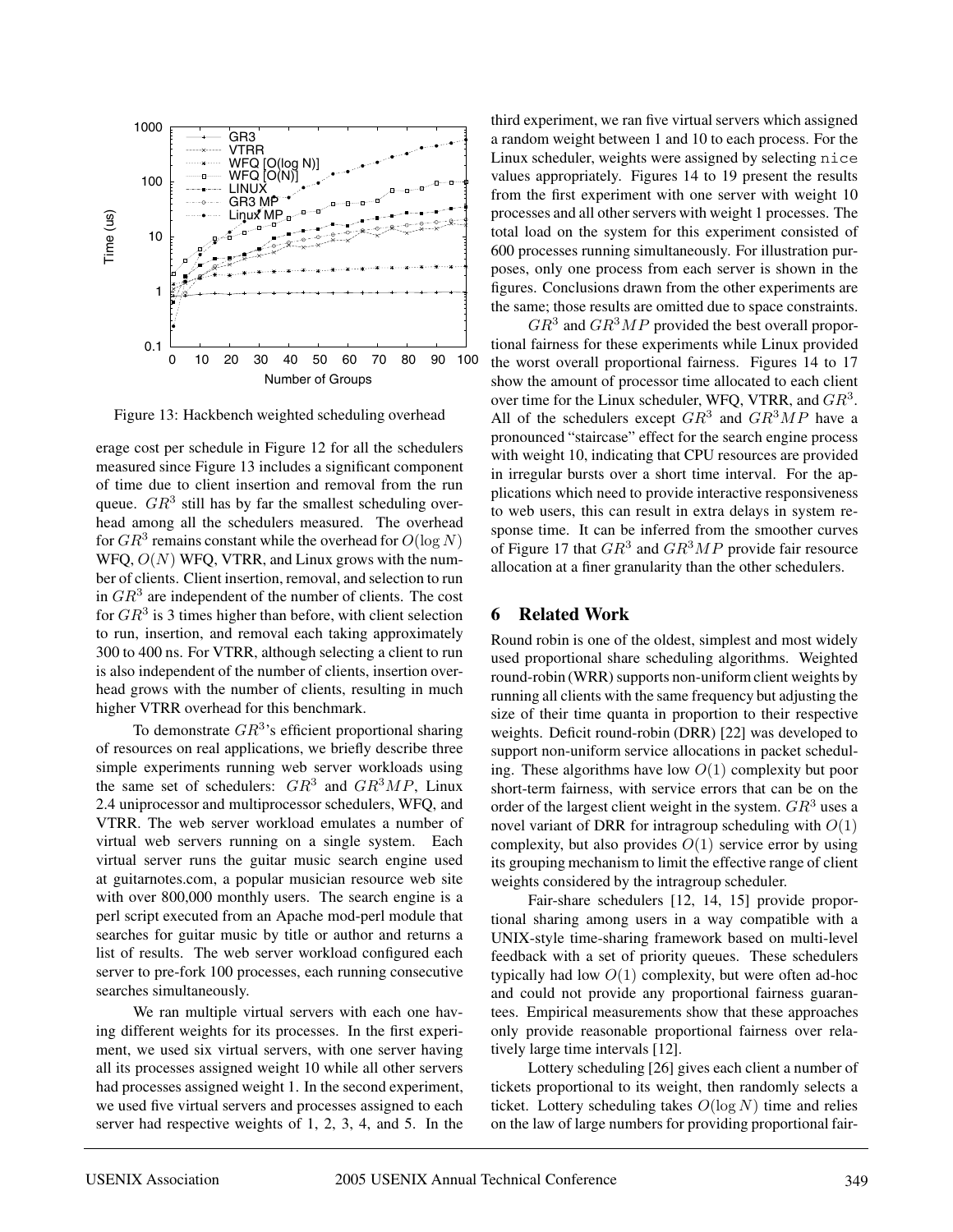1000
100
10
1
0.1
Time (us)
0 10 20 30 40 50 60 70 80 90 100
Number of Groups
GR3
VTRR
WFQ [O(log N)]
WFQ [O(N)]
LINUX
GR3 MP
Linux MP

Figure 13: Hackbench weighted scheduling overhead

erage cost per schedule in Figure 12 for all the schedulers measured since Figure 13 includes a significant component of time due to client insertion and removal from the run queue. $GR^3$ still has by far the smallest scheduling overhead among all the schedulers measured. The overhead for $GR^3$ remains constant while the overhead for $O(\log N)$ WFQ, $O(N)$ WFQ, VTRR, and Linux grows with the number of clients. Client insertion, removal, and selection to run in $GR^3$ are independent of the number of clients. The cost for $GR^3$ is 3 times higher than before, with client selection to run, insertion, and removal each taking approximately 300 to 400 ns. For VTRR, although selecting a client to run is also independent of the number of clients, insertion overhead grows with the number of clients, resulting in much higher VTRR overhead for this benchmark.

To demonstrate $GR^3$'s efficient proportional sharing of resources on real applications, we briefly describe three simple experiments running web server workloads using the same set of schedulers: $GR^3$ and $GR^3MP$, Linux 2.4 uniprocessor and multiprocessor schedulers, WFQ, and VTRR. The web server workload emulates a number of virtual web servers running on a single system. Each virtual server runs the guitar music search engine used at guitarnotes.com, a popular musician resource web site with over 800,000 monthly users. The search engine is a perl script executed from an Apache mod-perl module that searches for guitar music by title or author and returns a list of results. The web server workload configured each server to pre-fork 100 processes, each running consecutive searches simultaneously.

We ran multiple virtual servers with each one having different weights for its processes. In the first experiment, we used six virtual servers, with one server having all its processes assigned weight 10 while all other servers had processes assigned weight 1. In the second experiment, we used five virtual servers and processes assigned to each server had respective weights of 1, 2, 3, 4, and 5. In the third experiment, we ran five virtual servers which assigned a random weight between 1 and 10 to each process. For the Linux scheduler, weights were assigned by selecting `nice` values appropriately. Figures 14 to 19 present the results from the first experiment with one server with weight 10 processes and all other servers with weight 1 processes. The total load on the system for this experiment consisted of 600 processes running simultaneously. For illustration purposes, only one process from each server is shown in the figures. Conclusions drawn from the other experiments are the same; those results are omitted due to space constraints.

$GR^3$ and $GR^3MP$ provided the best overall proportional fairness for these experiments while Linux provided the worst overall proportional fairness. Figures 14 to 17 show the amount of processor time allocated to each client over time for the Linux scheduler, WFQ, VTRR, and $GR^3$. All of the schedulers except $GR^3$ and $GR^3MP$ have a pronounced "staircase" effect for the search engine process with weight 10, indicating that CPU resources are provided in irregular bursts over a short time interval. For the applications which need to provide interactive responsiveness to web users, this can result in extra delays in system response time. It can be inferred from the smoother curves of Figure 17 that $GR^3$ and $GR^3MP$ provide fair resource allocation at a finer granularity than the other schedulers.

## 6 Related Work

Round robin is one of the oldest, simplest and most widely used proportional share scheduling algorithms. Weighted round-robin (WRR) supports non-uniform client weights by running all clients with the same frequency but adjusting the size of their time quanta in proportion to their respective weights. Deficit round-robin (DRR) [22] was developed to support non-uniform service allocations in packet scheduling. These algorithms have low $O(1)$ complexity but poor short-term fairness, with service errors that can be on the order of the largest client weight in the system. $GR^3$ uses a novel variant of DRR for intragroup scheduling with $O(1)$ complexity, but also provides $O(1)$ service error by using its grouping mechanism to limit the effective range of client weights considered by the intragroup scheduler.

Fair-share schedulers [12, 14, 15] provide proportional sharing among users in a way compatible with a UNIX-style time-sharing framework based on multi-level feedback with a set of priority queues. These schedulers typically had low $O(1)$ complexity, but were often ad-hoc and could not provide any proportional fairness guarantees. Empirical measurements show that these approaches only provide reasonable proportional fairness over relatively large time intervals [12].

Lottery scheduling [26] gives each client a number of tickets proportional to its weight, then randomly selects a ticket. Lottery scheduling takes $O(\log N)$ time and relies on the law of large numbers for providing proportional fair-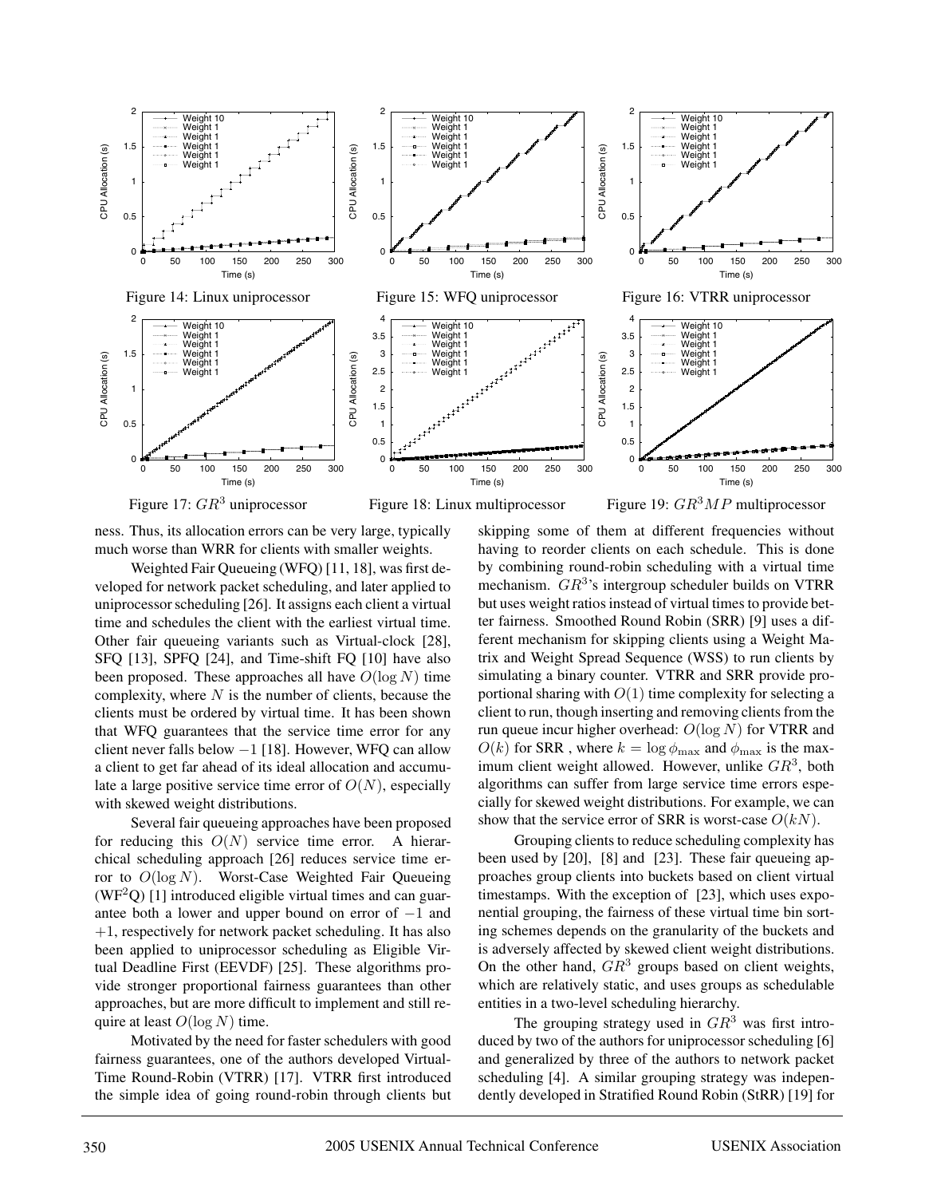2
1.5
1
0.5
0

CPU Allocation (s)

0 50 100 150 200 250 300

Time (s)

Weight 10
Weight 1
Weight 1
Weight 1
Weight 1
Weight 1

Figure 14: Linux uniprocessor

2
1.5
1
0.5
0

CPU Allocation (s)

0 50 100 150 200 250 300

Time (s)

Weight 10
Weight 1
Weight 1
Weight 1
Weight 1
Weight 1

Figure 15: WFQ uniprocessor

2
1.5
1
0.5
0

CPU Allocation (s)

0 50 100 150 200 250 300

Time (s)

Weight 10
Weight 1
Weight 1
Weight 1
Weight 1
Weight 1

Figure 16: VTRR uniprocessor

2
1.5
1
0.5
0

CPU Allocation (s)

0 50 100 150 200 250 300

Time (s)

Weight 10
Weight 1
Weight 1
Weight 1
Weight 1
Weight 1

Figure 17: $GR^3$ uniprocessor

4
3.5
3
2.5
2
1.5
1
0.5
0

CPU Allocation (s)

0 50 100 150 200 250 300

Time (s)

Weight 10
Weight 1
Weight 1
Weight 1
Weight 1
Weight 1

Figure 18: Linux multiprocessor

4
3.5
3
2.5
2
1.5
1
0.5
0

CPU Allocation (s)

0 50 100 150 200 250 300

Time (s)

Weight 10
Weight 1
Weight 1
Weight 1
Weight 1
Weight 1

Figure 19: $GR^3MP$ multiprocessor

ness. Thus, its allocation errors can be very large, typically much worse than WRR for clients with smaller weights.

Weighted Fair Queueing (WFQ) [11, 18], was first developed for network packet scheduling, and later applied to uniprocessor scheduling [26]. It assigns each client a virtual time and schedules the client with the earliest virtual time. Other fair queueing variants such as Virtual-clock [28], SFQ [13], SPFQ [24], and Time-shift FQ [10] have also been proposed. These approaches all have $O(\log N)$ time complexity, where $N$ is the number of clients, because the clients must be ordered by virtual time. It has been shown that WFQ guarantees that the service time error for any client never falls below $-1$ [18]. However, WFQ can allow a client to get far ahead of its ideal allocation and accumulate a large positive service time error of $O(N)$, especially with skewed weight distributions.

Several fair queueing approaches have been proposed for reducing this $O(N)$ service time error. A hierarchical scheduling approach [26] reduces service time error to $O(\log N)$. Worst-Case Weighted Fair Queueing (WF$^2$Q) [1] introduced eligible virtual times and can guarantee both a lower and upper bound on error of $-1$ and $+1$, respectively for network packet scheduling. It has also been applied to uniprocessor scheduling as Eligible Virtual Deadline First (EEVDF) [25]. These algorithms provide stronger proportional fairness guarantees than other approaches, but are more difficult to implement and still require at least $O(\log N)$ time.

Motivated by the need for faster schedulers with good fairness guarantees, one of the authors developed Virtual-Time Round-Robin (VTRR) [17]. VTRR first introduced the simple idea of going round-robin through clients but skipping some of them at different frequencies without having to reorder clients on each schedule. This is done by combining round-robin scheduling with a virtual time mechanism. $GR^3$'s intergroup scheduler builds on VTRR but uses weight ratios instead of virtual times to provide better fairness. Smoothed Round Robin (SRR) [9] uses a different mechanism for skipping clients using a Weight Matrix and Weight Spread Sequence (WSS) to run clients by simulating a binary counter. VTRR and SRR provide proportional sharing with $O(1)$ time complexity for selecting a client to run, though inserting and removing clients from the run queue incur higher overhead: $O(\log N)$ for VTRR and $O(k)$ for SRR , where $k = \log \phi_{\max}$ and $\phi_{\max}$ is the maximum client weight allowed. However, unlike $GR^3$, both algorithms can suffer from large service time errors especially for skewed weight distributions. For example, we can show that the service error of SRR is worst-case $O(kN)$.

Grouping clients to reduce scheduling complexity has been used by [20], [8] and [23]. These fair queueing approaches group clients into buckets based on client virtual timestamps. With the exception of [23], which uses exponential grouping, the fairness of these virtual time bin sorting schemes depends on the granularity of the buckets and is adversely affected by skewed client weight distributions. On the other hand, $GR^3$ groups based on client weights, which are relatively static, and uses groups as schedulable entities in a two-level scheduling hierarchy.

The grouping strategy used in $GR^3$ was first introduced by two of the authors for uniprocessor scheduling [6] and generalized by three of the authors to network packet scheduling [4]. A similar grouping strategy was independently developed in Stratified Round Robin (StRR) [19] for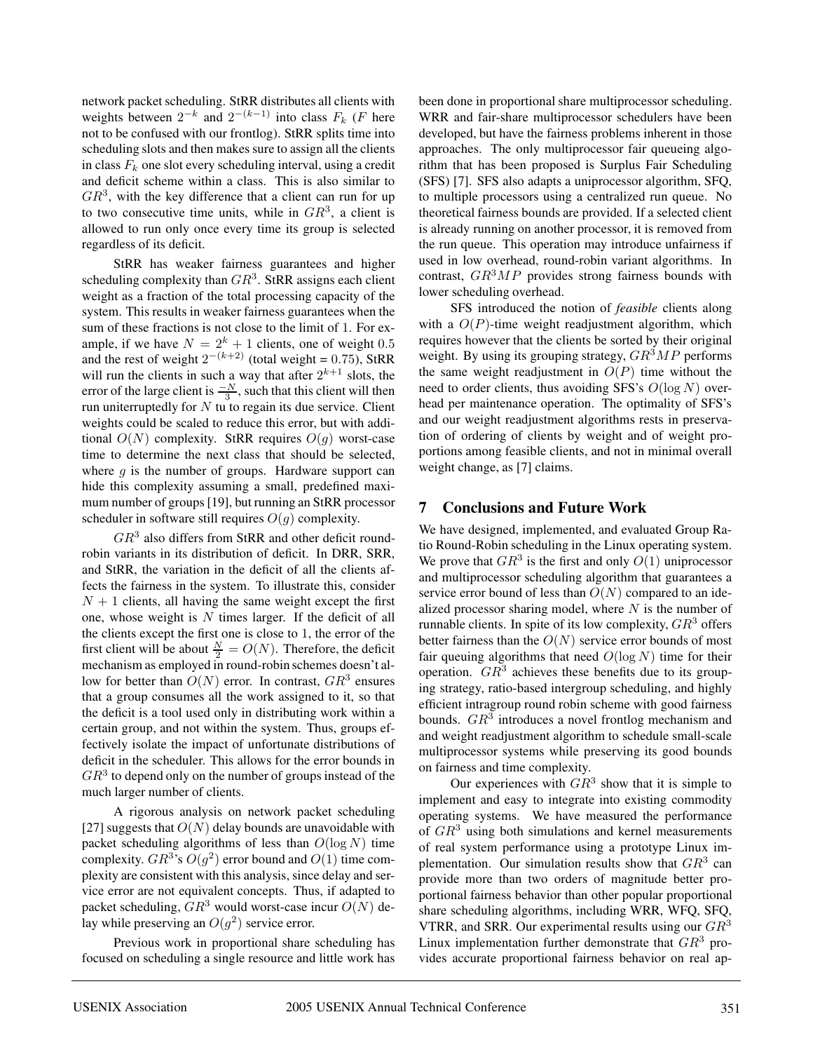network packet scheduling. StRR distributes all clients with weights between $2^{-k}$ and $2^{-(k-1)}$ into class $F_k$ ($F$ here not to be confused with our frontlog). StRR splits time into scheduling slots and then makes sure to assign all the clients in class $F_k$ one slot every scheduling interval, using a credit and deficit scheme within a class. This is also similar to $GR^3$, with the key difference that a client can run for up to two consecutive time units, while in $GR^3$, a client is allowed to run only once every time its group is selected regardless of its deficit.

StRR has weaker fairness guarantees and higher scheduling complexity than $GR^3$. StRR assigns each client weight as a fraction of the total processing capacity of the system. This results in weaker fairness guarantees when the sum of these fractions is not close to the limit of 1. For example, if we have $N = 2^k + 1$ clients, one of weight 0.5 and the rest of weight $2^{-(k+2)}$ (total weight = 0.75), StRR will run the clients in such a way that after $2^{k+1}$ slots, the error of the large client is $\frac{-N}{3}$, such that this client will then run uninterruptedly for $N$ tu to regain its due service. Client weights could be scaled to reduce this error, but with additional $O(N)$ complexity. StRR requires $O(g)$ worst-case time to determine the next class that should be selected, where $g$ is the number of groups. Hardware support can hide this complexity assuming a small, predefined maximum number of groups [19], but running an StRR processor scheduler in software still requires $O(g)$ complexity.

$GR^3$ also differs from StRR and other deficit round-robin variants in its distribution of deficit. In DRR, SRR, and StRR, the variation in the deficit of all the clients affects the fairness in the system. To illustrate this, consider $N + 1$ clients, all having the same weight except the first one, whose weight is $N$ times larger. If the deficit of all the clients except the first one is close to 1, the error of the first client will be about $\frac{N}{2} = O(N)$. Therefore, the deficit mechanism as employed in round-robin schemes doesn't allow for better than $O(N)$ error. In contrast, $GR^3$ ensures that a group consumes all the work assigned to it, so that the deficit is a tool used only in distributing work within a certain group, and not within the system. Thus, groups effectively isolate the impact of unfortunate distributions of deficit in the scheduler. This allows for the error bounds in $GR^3$ to depend only on the number of groups instead of the much larger number of clients.

A rigorous analysis on network packet scheduling [27] suggests that $O(N)$ delay bounds are unavoidable with packet scheduling algorithms of less than $O(\log N)$ time complexity. $GR^3$'s $O(g^2)$ error bound and $O(1)$ time complexity are consistent with this analysis, since delay and service error are not equivalent concepts. Thus, if adapted to packet scheduling, $GR^3$ would worst-case incur $O(N)$ delay while preserving an $O(g^2)$ service error.

Previous work in proportional share scheduling has focused on scheduling a single resource and little work has been done in proportional share multiprocessor scheduling. WRR and fair-share multiprocessor schedulers have been developed, but have the fairness problems inherent in those approaches. The only multiprocessor fair queueing algorithm that has been proposed is Surplus Fair Scheduling (SFS) [7]. SFS also adapts a uniprocessor algorithm, SFQ, to multiple processors using a centralized run queue. No theoretical fairness bounds are provided. If a selected client is already running on another processor, it is removed from the run queue. This operation may introduce unfairness if used in low overhead, round-robin variant algorithms. In contrast, $GR^3MP$ provides strong fairness bounds with lower scheduling overhead.

SFS introduced the notion of *feasible* clients along with a $O(P)$-time weight readjustment algorithm, which requires however that the clients be sorted by their original weight. By using its grouping strategy, $GR^3MP$ performs the same weight readjustment in $O(P)$ time without the need to order clients, thus avoiding SFS's $O(\log N)$ overhead per maintenance operation. The optimality of SFS's and our weight readjustment algorithms rests in preservation of ordering of clients by weight and of weight proportions among feasible clients, and not in minimal overall weight change, as [7] claims.

## 7 Conclusions and Future Work

We have designed, implemented, and evaluated Group Ratio Round-Robin scheduling in the Linux operating system. We prove that $GR^3$ is the first and only $O(1)$ uniprocessor and multiprocessor scheduling algorithm that guarantees a service error bound of less than $O(N)$ compared to an idealized processor sharing model, where $N$ is the number of runnable clients. In spite of its low complexity, $GR^3$ offers better fairness than the $O(N)$ service error bounds of most fair queuing algorithms that need $O(\log N)$ time for their operation. $GR^3$ achieves these benefits due to its grouping strategy, ratio-based intergroup scheduling, and highly efficient intragroup round robin scheme with good fairness bounds. $GR^3$ introduces a novel frontlog mechanism and and weight readjustment algorithm to schedule small-scale multiprocessor systems while preserving its good bounds on fairness and time complexity.

Our experiences with $GR^3$ show that it is simple to implement and easy to integrate into existing commodity operating systems. We have measured the performance of $GR^3$ using both simulations and kernel measurements of real system performance using a prototype Linux implementation. Our simulation results show that $GR^3$ can provide more than two orders of magnitude better proportional fairness behavior than other popular proportional share scheduling algorithms, including WRR, WFQ, SFQ, VTRR, and SRR. Our experimental results using our $GR^3$ Linux implementation further demonstrate that $GR^3$ provides accurate proportional fairness behavior on real ap-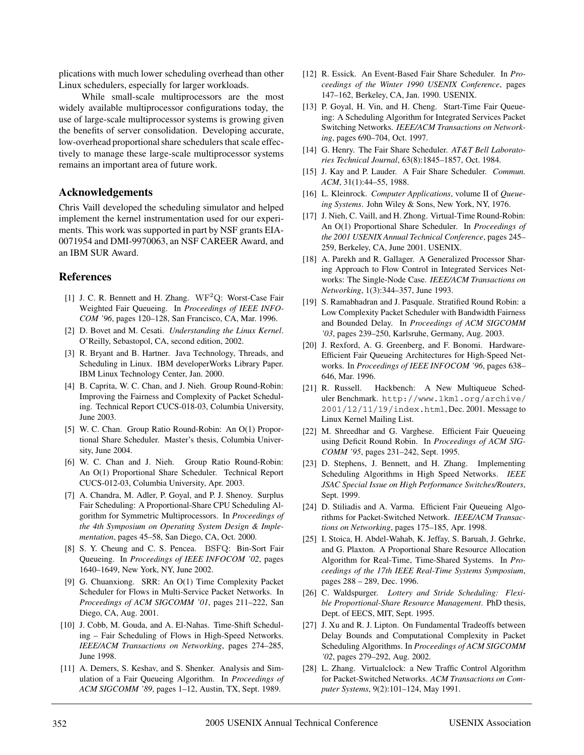plications with much lower scheduling overhead than other Linux schedulers, especially for larger workloads.

While small-scale multiprocessors are the most widely available multiprocessor configurations today, the use of large-scale multiprocessor systems is growing given the benefits of server consolidation. Developing accurate, low-overhead proportional share schedulers that scale effectively to manage these large-scale multiprocessor systems remains an important area of future work.

## Acknowledgements

Chris Vaill developed the scheduling simulator and helped implement the kernel instrumentation used for our experiments. This work was supported in part by NSF grants EIA-0071954 and DMI-9970063, an NSF CAREER Award, and an IBM SUR Award.

## References

[1] J. C. R. Bennett and H. Zhang. $\mathrm{WF^2Q}$: Worst-Case Fair Weighted Fair Queueing. In *Proceedings of IEEE INFOCOM '96*, pages 120–128, San Francisco, CA, Mar. 1996.

[2] D. Bovet and M. Cesati. *Understanding the Linux Kernel*. O'Reilly, Sebastopol, CA, second edition, 2002.

[3] R. Bryant and B. Hartner. Java Technology, Threads, and Scheduling in Linux. IBM developerWorks Library Paper. IBM Linux Technology Center, Jan. 2000.

[4] B. Caprita, W. C. Chan, and J. Nieh. Group Round-Robin: Improving the Fairness and Complexity of Packet Scheduling. Technical Report CUCS-018-03, Columbia University, June 2003.

[5] W. C. Chan. Group Ratio Round-Robin: An O(1) Proportional Share Scheduler. Master's thesis, Columbia University, June 2004.

[6] W. C. Chan and J. Nieh. Group Ratio Round-Robin: An O(1) Proportional Share Scheduler. Technical Report CUCS-012-03, Columbia University, Apr. 2003.

[7] A. Chandra, M. Adler, P. Goyal, and P. J. Shenoy. Surplus Fair Scheduling: A Proportional-Share CPU Scheduling Algorithm for Symmetric Multiprocessors. In *Proceedings of the 4th Symposium on Operating System Design & Implementation*, pages 45–58, San Diego, CA, Oct. 2000.

[8] S. Y. Cheung and C. S. Pencea. BSFQ: Bin-Sort Fair Queueing. In *Proceedings of IEEE INFOCOM '02*, pages 1640–1649, New York, NY, June 2002.

[9] G. Chuanxiong. SRR: An O(1) Time Complexity Packet Scheduler for Flows in Multi-Service Packet Networks. In *Proceedings of ACM SIGCOMM '01*, pages 211–222, San Diego, CA, Aug. 2001.

[10] J. Cobb, M. Gouda, and A. El-Nahas. Time-Shift Scheduling – Fair Scheduling of Flows in High-Speed Networks. *IEEE/ACM Transactions on Networking*, pages 274–285, June 1998.

[11] A. Demers, S. Keshav, and S. Shenker. Analysis and Simulation of a Fair Queueing Algorithm. In *Proceedings of ACM SIGCOMM '89*, pages 1–12, Austin, TX, Sept. 1989.

[12] R. Essick. An Event-Based Fair Share Scheduler. In *Proceedings of the Winter 1990 USENIX Conference*, pages 147–162, Berkeley, CA, Jan. 1990. USENIX.

[13] P. Goyal, H. Vin, and H. Cheng. Start-Time Fair Queueing: A Scheduling Algorithm for Integrated Services Packet Switching Networks. *IEEE/ACM Transactions on Networking*, pages 690–704, Oct. 1997.

[14] G. Henry. The Fair Share Scheduler. *AT&T Bell Laboratories Technical Journal*, 63(8):1845–1857, Oct. 1984.

[15] J. Kay and P. Lauder. A Fair Share Scheduler. *Commun. ACM*, 31(1):44–55, 1988.

[16] L. Kleinrock. *Computer Applications*, volume II of *Queueing Systems*. John Wiley & Sons, New York, NY, 1976.

[17] J. Nieh, C. Vaill, and H. Zhong. Virtual-Time Round-Robin: An O(1) Proportional Share Scheduler. In *Proceedings of the 2001 USENIX Annual Technical Conference*, pages 245–259, Berkeley, CA, June 2001. USENIX.

[18] A. Parekh and R. Gallager. A Generalized Processor Sharing Approach to Flow Control in Integrated Services Networks: The Single-Node Case. *IEEE/ACM Transactions on Networking*, 1(3):344–357, June 1993.

[19] S. Ramabhadran and J. Pasquale. Stratified Round Robin: a Low Complexity Packet Scheduler with Bandwidth Fairness and Bounded Delay. In *Proceedings of ACM SIGCOMM '03*, pages 239–250, Karlsruhe, Germany, Aug. 2003.

[20] J. Rexford, A. G. Greenberg, and F. Bonomi. Hardware-Efficient Fair Queueing Architectures for High-Speed Networks. In *Proceedings of IEEE INFOCOM '96*, pages 638–646, Mar. 1996.

[21] R. Russell. Hackbench: A New Multiqueue Scheduler Benchmark. `http://www.lkml.org/archive/2001/12/11/19/index.html`, Dec. 2001. Message to Linux Kernel Mailing List.

[22] M. Shreedhar and G. Varghese. Efficient Fair Queueing using Deficit Round Robin. In *Proceedings of ACM SIGCOMM '95*, pages 231–242, Sept. 1995.

[23] D. Stephens, J. Bennett, and H. Zhang. Implementing Scheduling Algorithms in High Speed Networks. *IEEE JSAC Special Issue on High Performance Switches/Routers*, Sept. 1999.

[24] D. Stiliadis and A. Varma. Efficient Fair Queueing Algorithms for Packet-Switched Network. *IEEE/ACM Transactions on Networking*, pages 175–185, Apr. 1998.

[25] I. Stoica, H. Abdel-Wahab, K. Jeffay, S. Baruah, J. Gehrke, and G. Plaxton. A Proportional Share Resource Allocation Algorithm for Real-Time, Time-Shared Systems. In *Proceedings of the 17th IEEE Real-Time Systems Symposium*, pages 288 – 289, Dec. 1996.

[26] C. Waldspurger. *Lottery and Stride Scheduling: Flexible Proportional-Share Resource Management*. PhD thesis, Dept. of EECS, MIT, Sept. 1995.

[27] J. Xu and R. J. Lipton. On Fundamental Tradeoffs between Delay Bounds and Computational Complexity in Packet Scheduling Algorithms. In *Proceedings of ACM SIGCOMM '02*, pages 279–292, Aug. 2002.

[28] L. Zhang. Virtualclock: a New Traffic Control Algorithm for Packet-Switched Networks. *ACM Transactions on Computer Systems*, 9(2):101–124, May 1991.